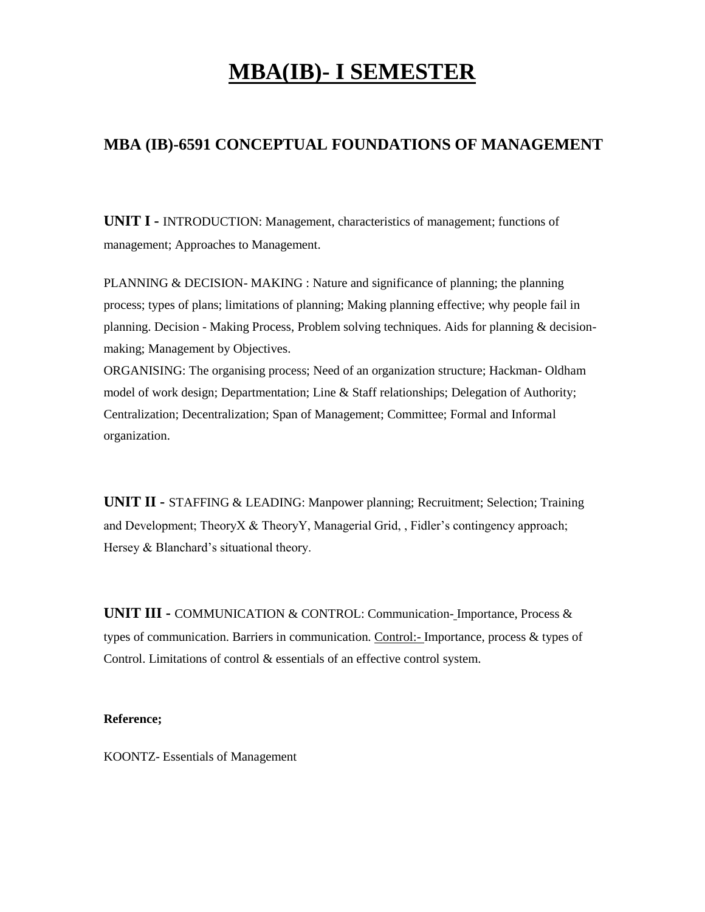# MBA(IB)- I SEMESTER

## MBA (IB)-6591 CONCEPTUAL FOUNDATIONS OF MANAGEMENT

**UNIT I -** INTRODUCTION: Management, characteristics of management; functions of management; Approaches to Management.

PLANNING & DECISION- MAKING : Nature and significance of planning; the planning process; types of plans; limitations of planning; Making planning effective; why people fail in planning. Decision - Making Process, Problem solving techniques. Aids for planning & decision-making; Management by Objectives.

ORGANISING: The organising process; Need of an organization structure; Hackman- Oldham model of work design; Departmentation; Line & Staff relationships; Delegation of Authority; Centralization; Decentralization; Span of Management; Committee; Formal and Informal organization.

**UNIT II -** STAFFING & LEADING: Manpower planning; Recruitment; Selection; Training and Development; TheoryX & TheoryY, Managerial Grid, , Fidler's contingency approach; Hersey & Blanchard's situational theory.

**UNIT III -** COMMUNICATION & CONTROL: Communication- Importance, Process & types of communication. Barriers in communication. Control:- Importance, process & types of Control. Limitations of control & essentials of an effective control system.

**Reference;**

KOONTZ- Essentials of Management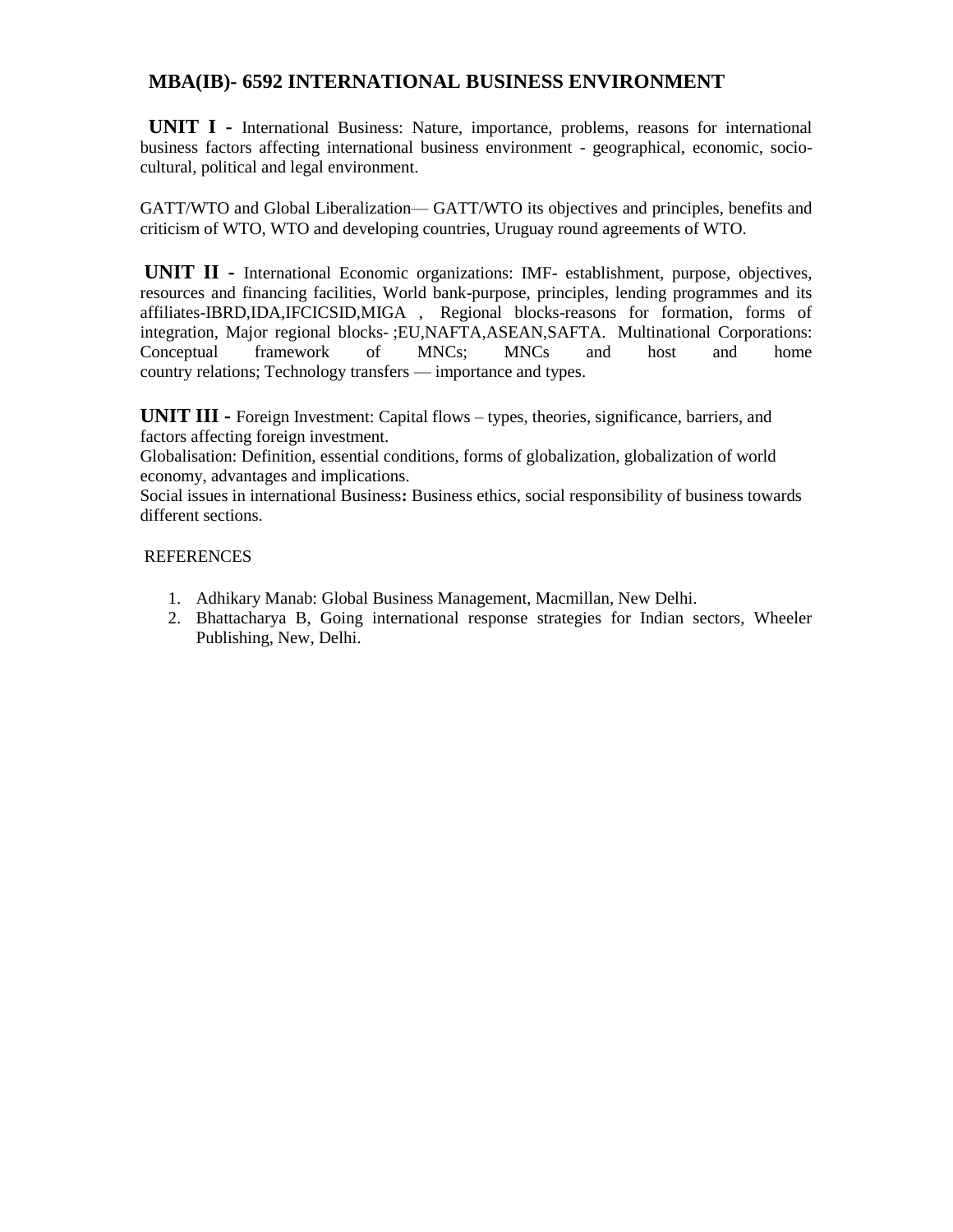# MBA(IB)- 6592 INTERNATIONAL BUSINESS ENVIRONMENT

**UNIT I -** International Business: Nature, importance, problems, reasons for international business factors affecting international business environment - geographical, economic, socio-cultural, political and legal environment.

GATT/WTO and Global Liberalization— GATT/WTO its objectives and principles, benefits and criticism of WTO, WTO and developing countries, Uruguay round agreements of WTO.

**UNIT II -** International Economic organizations: IMF- establishment, purpose, objectives, resources and financing facilities, World bank-purpose, principles, lending programmes and its affiliates-IBRD,IDA,IFCICSID,MIGA , Regional blocks-reasons for formation, forms of integration, Major regional blocks- ;EU,NAFTA,ASEAN,SAFTA. Multinational Corporations: Conceptual framework of MNCs; MNCs and host and home country relations; Technology transfers — importance and types.

**UNIT III -** Foreign Investment: Capital flows – types, theories, significance, barriers, and factors affecting foreign investment.
Globalisation: Definition, essential conditions, forms of globalization, globalization of world economy, advantages and implications.
Social issues in international Business**:** Business ethics, social responsibility of business towards different sections.

REFERENCES

1. Adhikary Manab: Global Business Management, Macmillan, New Delhi.
2. Bhattacharya B, Going international response strategies for Indian sectors, Wheeler Publishing, New, Delhi.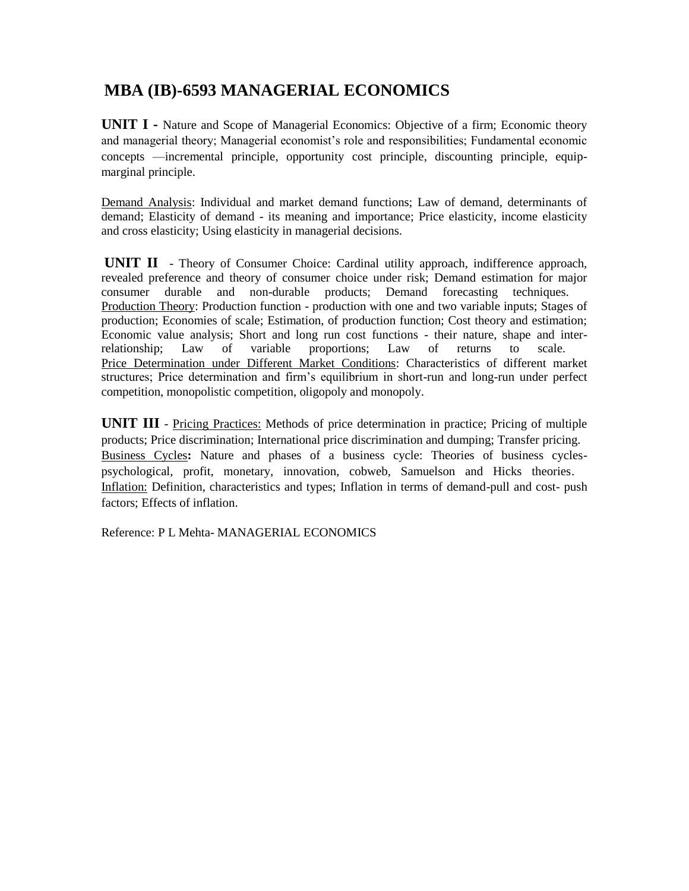## MBA (IB)-6593 MANAGERIAL ECONOMICS

**UNIT I -** Nature and Scope of Managerial Economics: Objective of a firm; Economic theory and managerial theory; Managerial economist's role and responsibilities; Fundamental economic concepts —incremental principle, opportunity cost principle, discounting principle, equip-marginal principle.

Demand Analysis: Individual and market demand functions; Law of demand, determinants of demand; Elasticity of demand - its meaning and importance; Price elasticity, income elasticity and cross elasticity; Using elasticity in managerial decisions.

**UNIT II** - Theory of Consumer Choice: Cardinal utility approach, indifference approach, revealed preference and theory of consumer choice under risk; Demand estimation for major consumer durable and non-durable products; Demand forecasting techniques.
Production Theory: Production function - production with one and two variable inputs; Stages of production; Economies of scale; Estimation, of production function; Cost theory and estimation; Economic value analysis; Short and long run cost functions - their nature, shape and inter-relationship; Law of variable proportions; Law of returns to scale.
Price Determination under Different Market Conditions: Characteristics of different market structures; Price determination and firm's equilibrium in short-run and long-run under perfect competition, monopolistic competition, oligopoly and monopoly.

**UNIT III** - Pricing Practices: Methods of price determination in practice; Pricing of multiple products; Price discrimination; International price discrimination and dumping; Transfer pricing.
Business Cycles**:** Nature and phases of a business cycle: Theories of business cycles-psychological, profit, monetary, innovation, cobweb, Samuelson and Hicks theories.
Inflation: Definition, characteristics and types; Inflation in terms of demand-pull and cost- push factors; Effects of inflation.

Reference: P L Mehta- MANAGERIAL ECONOMICS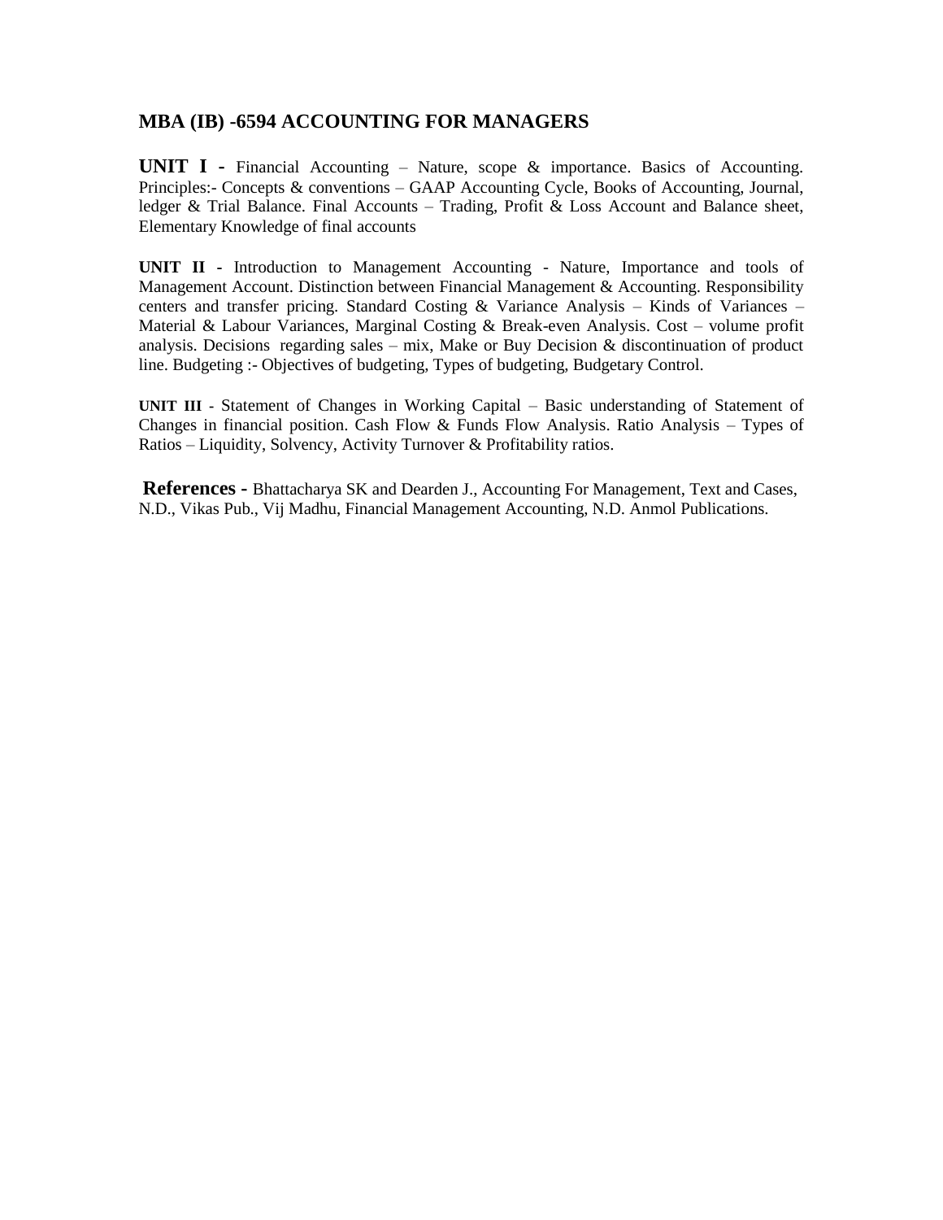## MBA (IB) -6594 ACCOUNTING FOR MANAGERS

**UNIT I -** Financial Accounting – Nature, scope & importance. Basics of Accounting. Principles:- Concepts & conventions – GAAP Accounting Cycle, Books of Accounting, Journal, ledger & Trial Balance. Final Accounts – Trading, Profit & Loss Account and Balance sheet, Elementary Knowledge of final accounts

**UNIT II** - Introduction to Management Accounting - Nature, Importance and tools of Management Account. Distinction between Financial Management & Accounting. Responsibility centers and transfer pricing. Standard Costing & Variance Analysis – Kinds of Variances – Material & Labour Variances, Marginal Costing & Break-even Analysis. Cost – volume profit analysis. Decisions regarding sales – mix, Make or Buy Decision & discontinuation of product line. Budgeting :- Objectives of budgeting, Types of budgeting, Budgetary Control.

**UNIT III** - Statement of Changes in Working Capital – Basic understanding of Statement of Changes in financial position. Cash Flow & Funds Flow Analysis. Ratio Analysis – Types of Ratios – Liquidity, Solvency, Activity Turnover & Profitability ratios.

**References -** Bhattacharya SK and Dearden J., Accounting For Management, Text and Cases, N.D., Vikas Pub., Vij Madhu, Financial Management Accounting, N.D. Anmol Publications.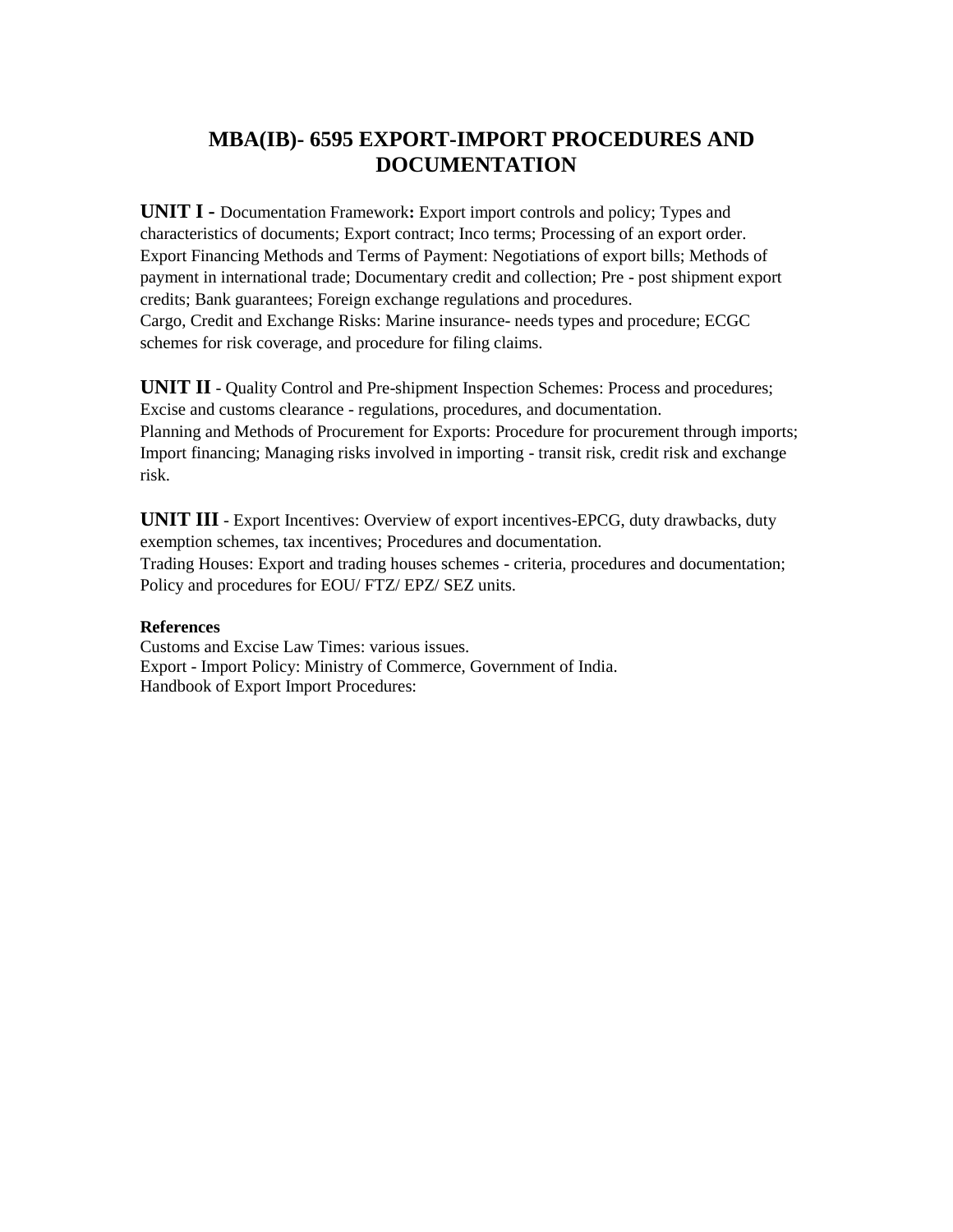# MBA(IB)- 6595 EXPORT-IMPORT PROCEDURES AND DOCUMENTATION

**UNIT I -** Documentation Framework**:** Export import controls and policy; Types and characteristics of documents; Export contract; Inco terms; Processing of an export order. Export Financing Methods and Terms of Payment: Negotiations of export bills; Methods of payment in international trade; Documentary credit and collection; Pre - post shipment export credits; Bank guarantees; Foreign exchange regulations and procedures.
Cargo, Credit and Exchange Risks: Marine insurance- needs types and procedure; ECGC schemes for risk coverage, and procedure for filing claims.

**UNIT II** - Quality Control and Pre-shipment Inspection Schemes: Process and procedures; Excise and customs clearance - regulations, procedures, and documentation.
Planning and Methods of Procurement for Exports: Procedure for procurement through imports; Import financing; Managing risks involved in importing - transit risk, credit risk and exchange risk.

**UNIT III** - Export Incentives: Overview of export incentives-EPCG, duty drawbacks, duty exemption schemes, tax incentives; Procedures and documentation.
Trading Houses: Export and trading houses schemes - criteria, procedures and documentation; Policy and procedures for EOU/ FTZ/ EPZ/ SEZ units.

**References**

Customs and Excise Law Times: various issues.
Export - Import Policy: Ministry of Commerce, Government of India.
Handbook of Export Import Procedures: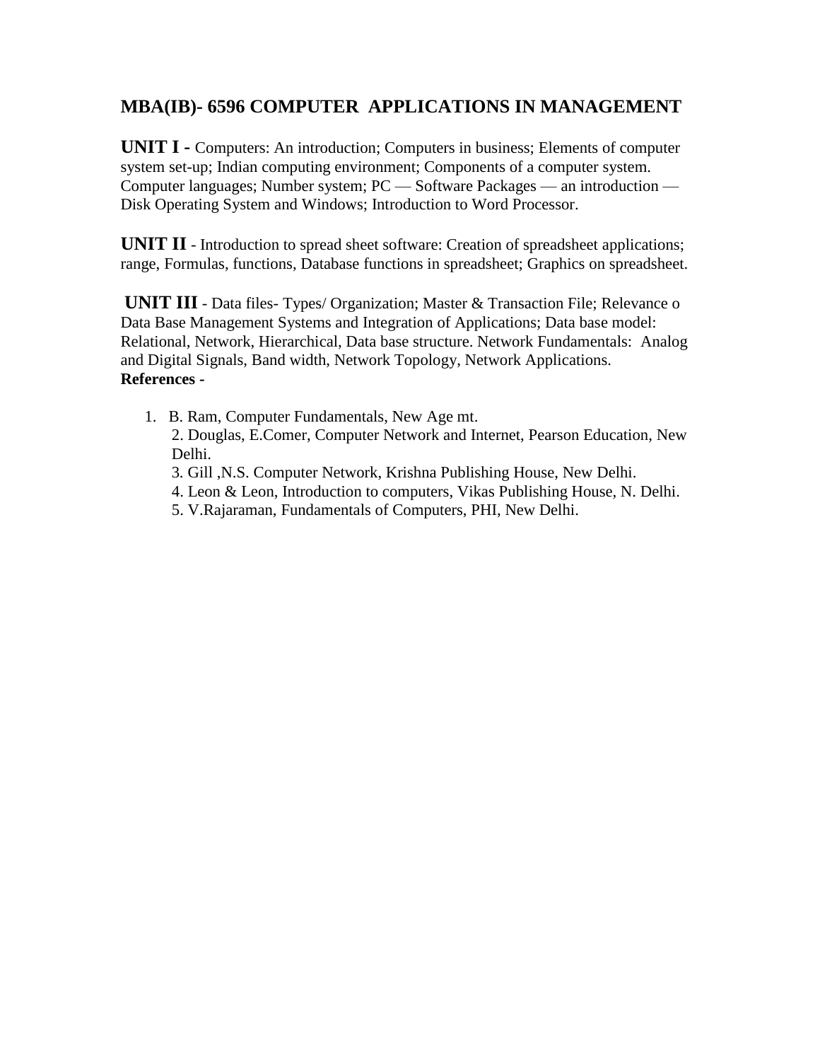## MBA(IB)- 6596 COMPUTER APPLICATIONS IN MANAGEMENT

**UNIT I -** Computers: An introduction; Computers in business; Elements of computer system set-up; Indian computing environment; Components of a computer system. Computer languages; Number system; PC — Software Packages — an introduction — Disk Operating System and Windows; Introduction to Word Processor.

**UNIT II** - Introduction to spread sheet software: Creation of spreadsheet applications; range, Formulas, functions, Database functions in spreadsheet; Graphics on spreadsheet.

**UNIT III** - Data files- Types/ Organization; Master & Transaction File; Relevance o Data Base Management Systems and Integration of Applications; Data base model: Relational, Network, Hierarchical, Data base structure. Network Fundamentals: Analog and Digital Signals, Band width, Network Topology, Network Applications.

**References -**

1. B. Ram, Computer Fundamentals, New Age mt.
2. Douglas, E.Comer, Computer Network and Internet, Pearson Education, New Delhi.
3. Gill ,N.S. Computer Network, Krishna Publishing House, New Delhi.
4. Leon & Leon, Introduction to computers, Vikas Publishing House, N. Delhi.
5. V.Rajaraman, Fundamentals of Computers, PHI, New Delhi.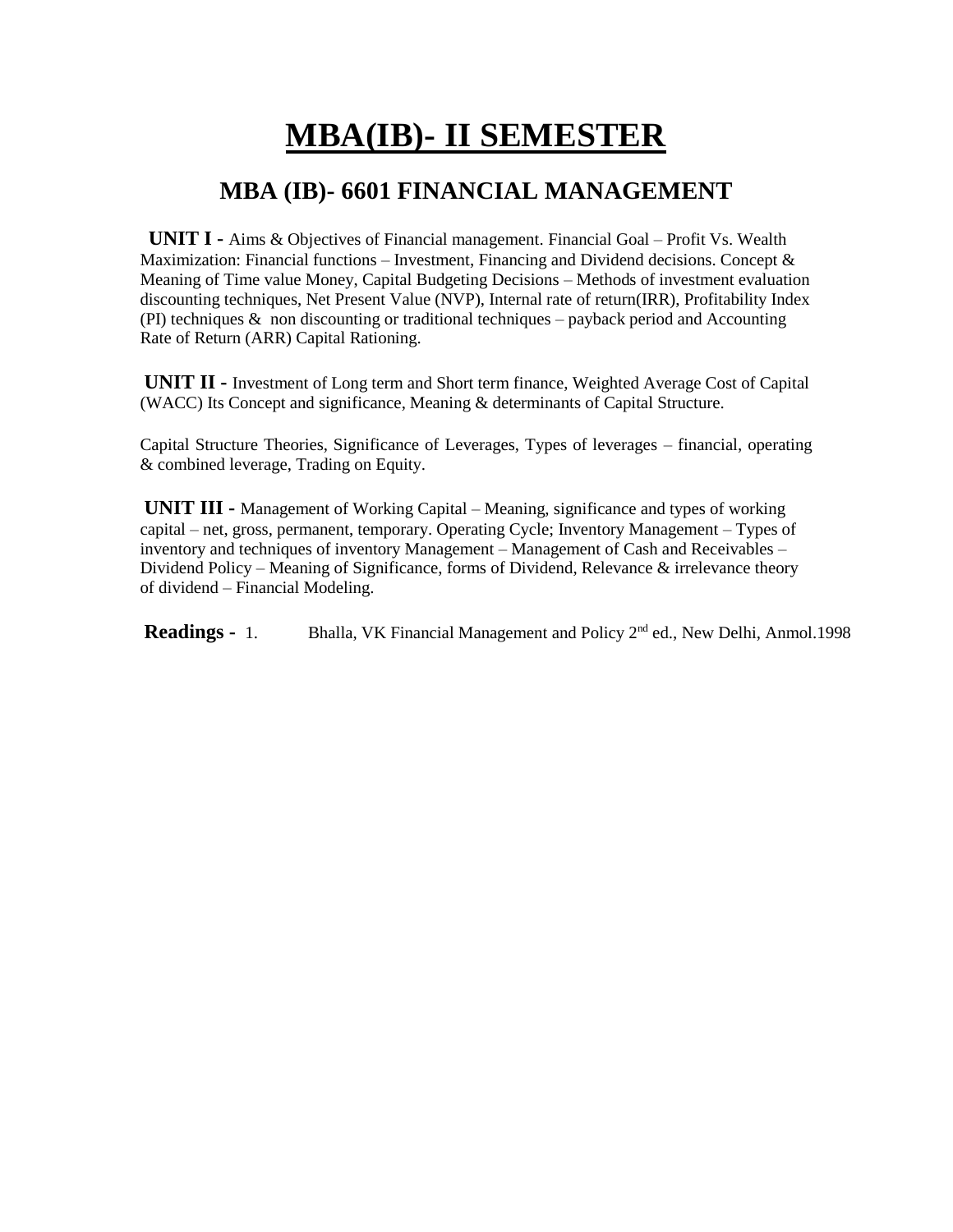# MBA(IB)- II SEMESTER

## MBA (IB)- 6601 FINANCIAL MANAGEMENT

**UNIT I -** Aims & Objectives of Financial management. Financial Goal – Profit Vs. Wealth Maximization: Financial functions – Investment, Financing and Dividend decisions. Concept & Meaning of Time value Money, Capital Budgeting Decisions – Methods of investment evaluation discounting techniques, Net Present Value (NVP), Internal rate of return(IRR), Profitability Index (PI) techniques & non discounting or traditional techniques – payback period and Accounting Rate of Return (ARR) Capital Rationing.

**UNIT II -** Investment of Long term and Short term finance, Weighted Average Cost of Capital (WACC) Its Concept and significance, Meaning & determinants of Capital Structure.

Capital Structure Theories, Significance of Leverages, Types of leverages – financial, operating & combined leverage, Trading on Equity.

**UNIT III -** Management of Working Capital – Meaning, significance and types of working capital – net, gross, permanent, temporary. Operating Cycle; Inventory Management – Types of inventory and techniques of inventory Management – Management of Cash and Receivables – Dividend Policy – Meaning of Significance, forms of Dividend, Relevance & irrelevance theory of dividend – Financial Modeling.

**Readings -** 1. Bhalla, VK Financial Management and Policy 2nd ed., New Delhi, Anmol.1998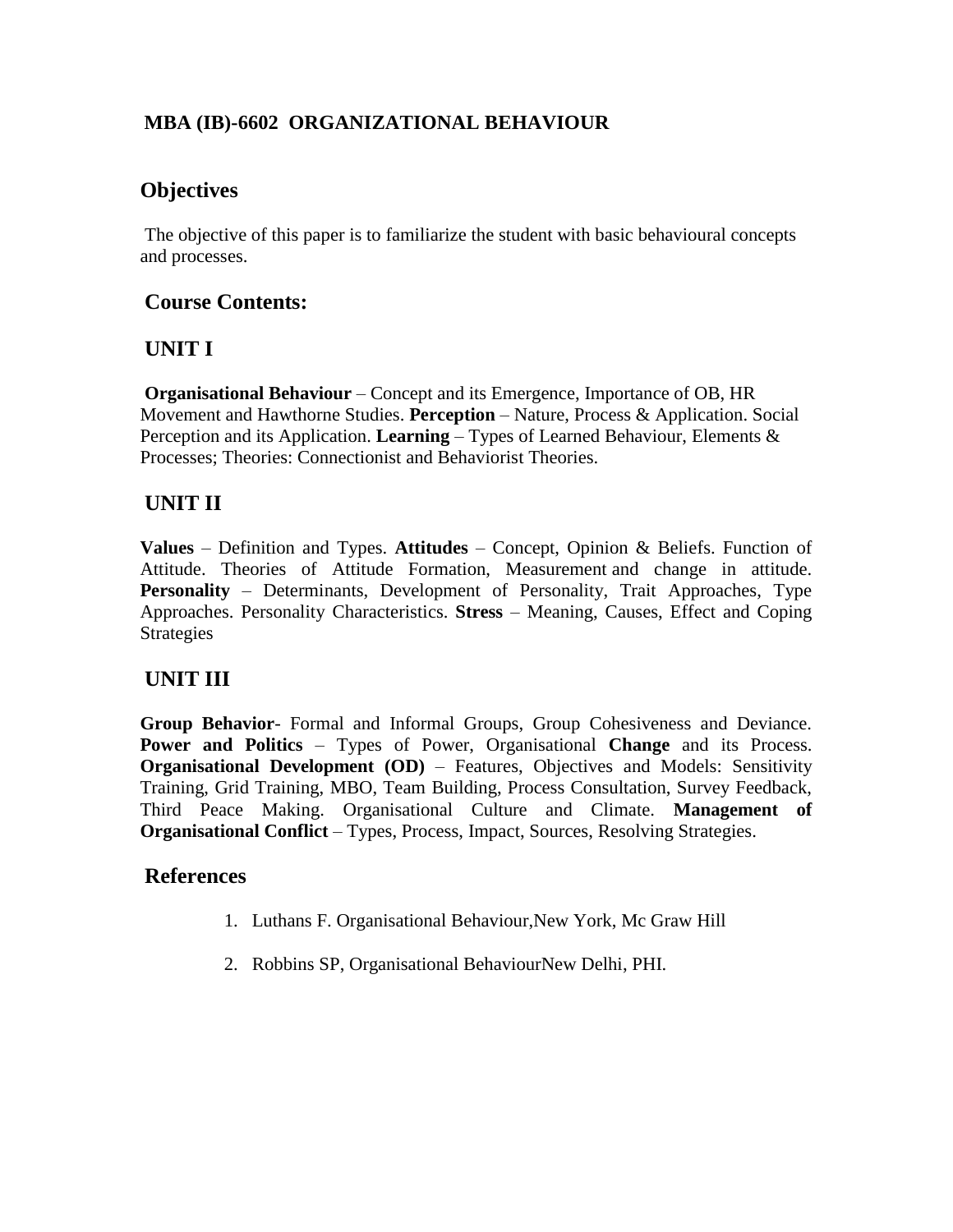## MBA (IB)-6602 ORGANIZATIONAL BEHAVIOUR

### Objectives

The objective of this paper is to familiarize the student with basic behavioural concepts and processes.

### Course Contents:

### UNIT I

**Organisational Behaviour** – Concept and its Emergence, Importance of OB, HR Movement and Hawthorne Studies. **Perception** – Nature, Process & Application. Social Perception and its Application. **Learning** – Types of Learned Behaviour, Elements & Processes; Theories: Connectionist and Behaviorist Theories.

### UNIT II

**Values** – Definition and Types. **Attitudes** – Concept, Opinion & Beliefs. Function of Attitude. Theories of Attitude Formation, Measurement and change in attitude. **Personality** – Determinants, Development of Personality, Trait Approaches, Type Approaches. Personality Characteristics. **Stress** – Meaning, Causes, Effect and Coping Strategies

### UNIT III

**Group Behavior**- Formal and Informal Groups, Group Cohesiveness and Deviance. **Power and Politics** – Types of Power, Organisational **Change** and its Process. **Organisational Development (OD)** – Features, Objectives and Models: Sensitivity Training, Grid Training, MBO, Team Building, Process Consultation, Survey Feedback, Third Peace Making. Organisational Culture and Climate. **Management of Organisational Conflict** – Types, Process, Impact, Sources, Resolving Strategies.

### References

1. Luthans F. Organisational Behaviour,New York, Mc Graw Hill
2. Robbins SP, Organisational BehaviourNew Delhi, PHI.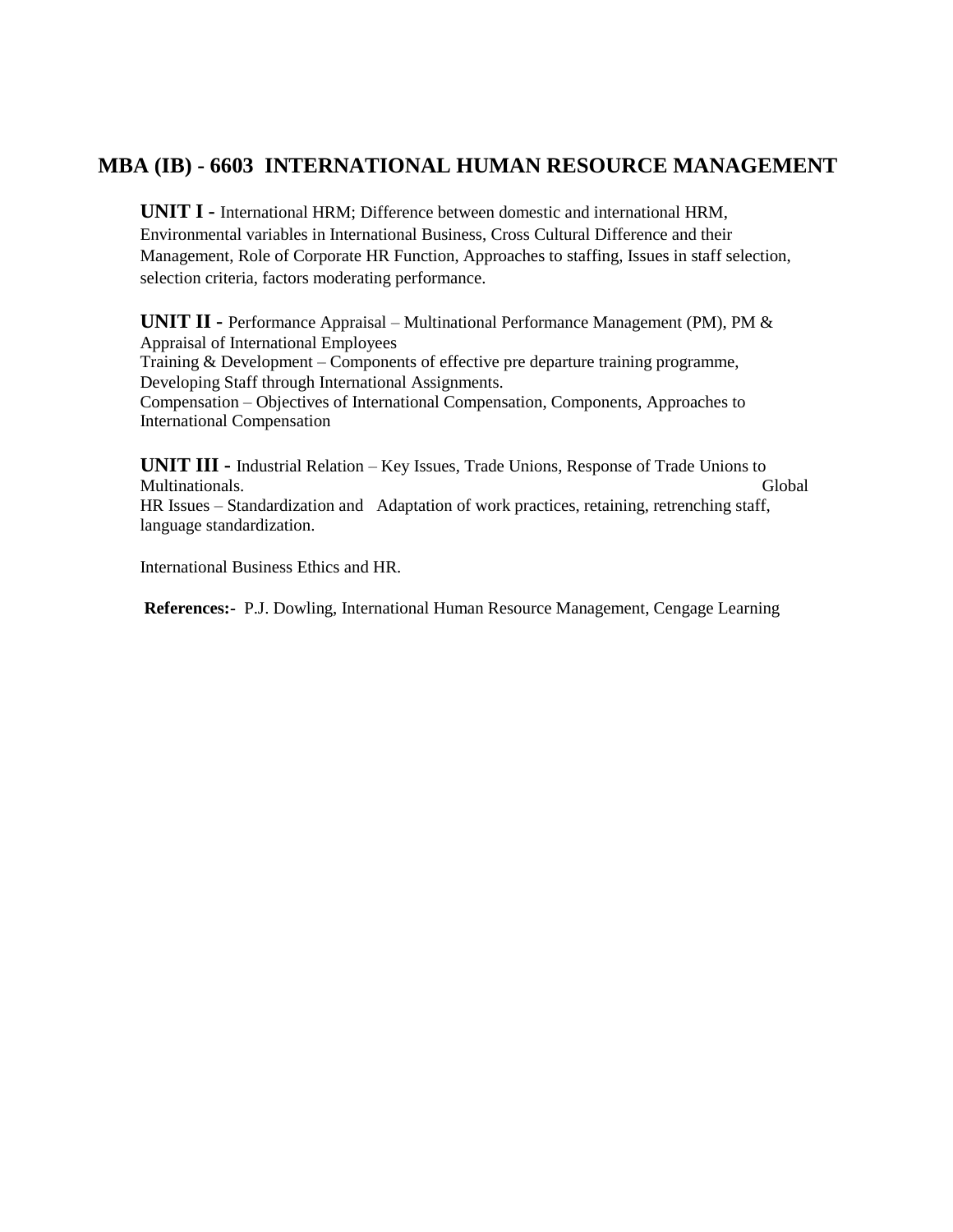## MBA (IB) - 6603 INTERNATIONAL HUMAN RESOURCE MANAGEMENT

**UNIT I -** International HRM; Difference between domestic and international HRM, Environmental variables in International Business, Cross Cultural Difference and their Management, Role of Corporate HR Function, Approaches to staffing, Issues in staff selection, selection criteria, factors moderating performance.

**UNIT II -** Performance Appraisal – Multinational Performance Management (PM), PM & Appraisal of International Employees
Training & Development – Components of effective pre departure training programme, Developing Staff through International Assignments.
Compensation – Objectives of International Compensation, Components, Approaches to International Compensation

**UNIT III -** Industrial Relation – Key Issues, Trade Unions, Response of Trade Unions to Multinationals. Global HR Issues – Standardization and Adaptation of work practices, retaining, retrenching staff, language standardization.

International Business Ethics and HR.

**References:-** P.J. Dowling, International Human Resource Management, Cengage Learning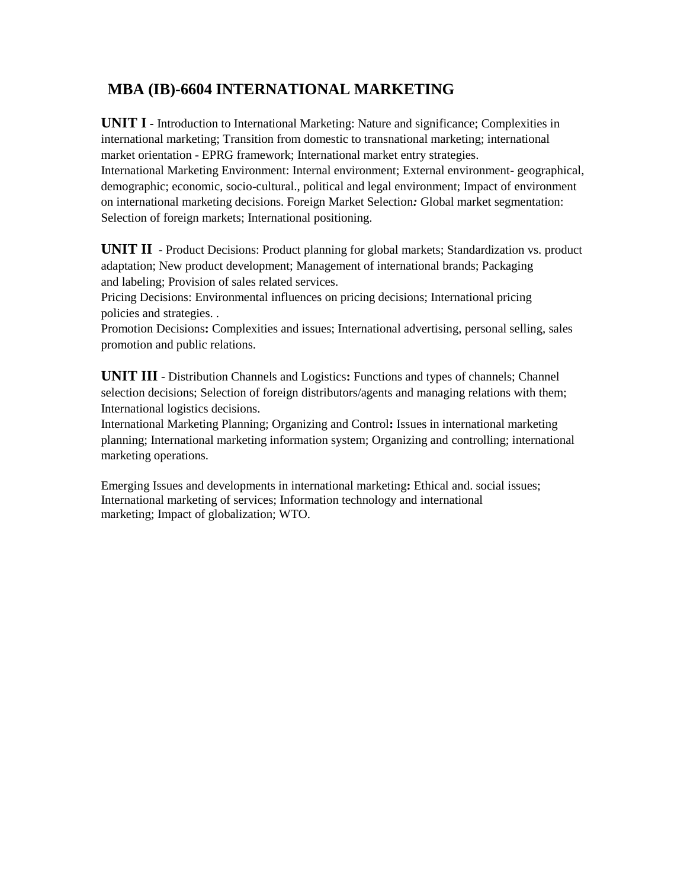## MBA (IB)-6604 INTERNATIONAL MARKETING

**UNIT I** - Introduction to International Marketing: Nature and significance; Complexities in international marketing; Transition from domestic to transnational marketing; international market orientation - EPRG framework; International market entry strategies.
International Marketing Environment: Internal environment; External environment- geographical, demographic; economic, socio-cultural., political and legal environment; Impact of environment on international marketing decisions. Foreign Market Selection***:*** Global market segmentation: Selection of foreign markets; International positioning.

**UNIT II** - Product Decisions: Product planning for global markets; Standardization vs. product adaptation; New product development; Management of international brands; Packaging and labeling; Provision of sales related services.
Pricing Decisions: Environmental influences on pricing decisions; International pricing policies and strategies. .
Promotion Decisions**:** Complexities and issues; International advertising, personal selling, sales promotion and public relations.

**UNIT III** - Distribution Channels and Logistics**:** Functions and types of channels; Channel selection decisions; Selection of foreign distributors/agents and managing relations with them; International logistics decisions.
International Marketing Planning; Organizing and Control**:** Issues in international marketing planning; International marketing information system; Organizing and controlling; international marketing operations.

Emerging Issues and developments in international marketing**:** Ethical and. social issues; International marketing of services; Information technology and international marketing; Impact of globalization; WTO.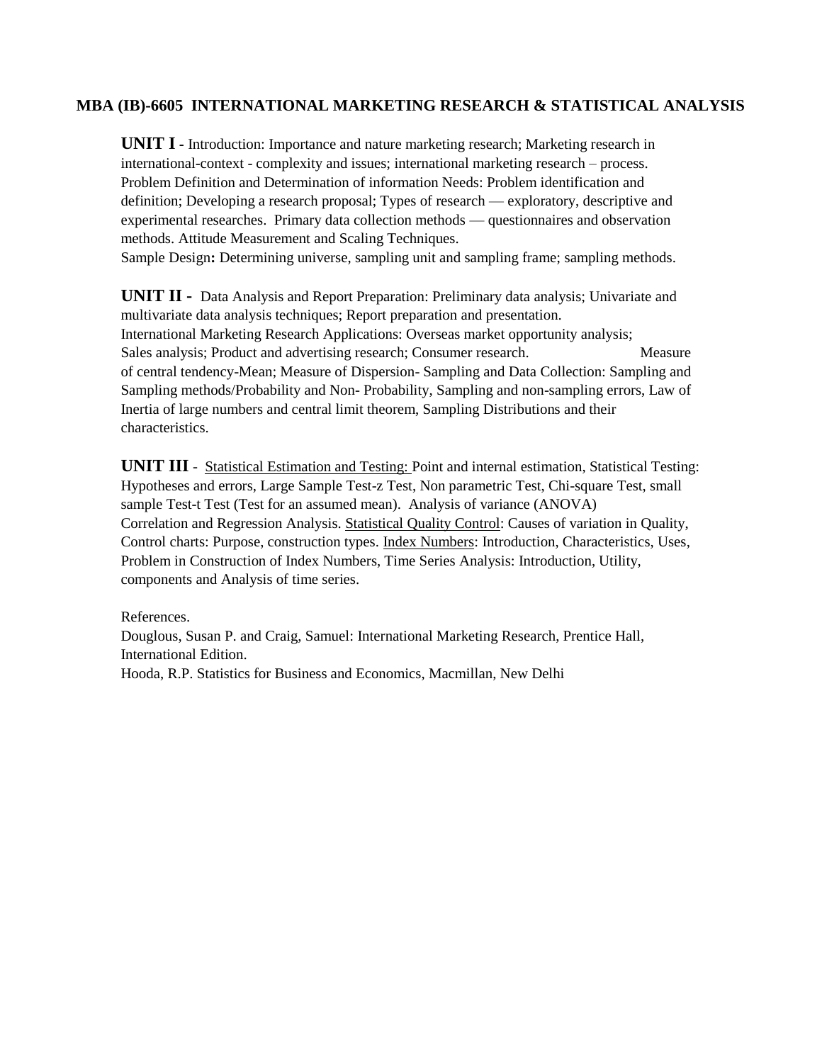## MBA (IB)-6605 INTERNATIONAL MARKETING RESEARCH & STATISTICAL ANALYSIS

**UNIT I** - Introduction: Importance and nature marketing research; Marketing research in international-context - complexity and issues; international marketing research – process. Problem Definition and Determination of information Needs: Problem identification and definition; Developing a research proposal; Types of research — exploratory, descriptive and experimental researches. Primary data collection methods — questionnaires and observation methods. Attitude Measurement and Scaling Techniques.
Sample Design**:** Determining universe, sampling unit and sampling frame; sampling methods.

**UNIT II -** Data Analysis and Report Preparation: Preliminary data analysis; Univariate and multivariate data analysis techniques; Report preparation and presentation.
International Marketing Research Applications: Overseas market opportunity analysis; Sales analysis; Product and advertising research; Consumer research. Measure of central tendency-Mean; Measure of Dispersion- Sampling and Data Collection: Sampling and Sampling methods/Probability and Non- Probability, Sampling and non-sampling errors, Law of Inertia of large numbers and central limit theorem, Sampling Distributions and their characteristics.

**UNIT III** - <u>Statistical Estimation and Testing:</u> Point and internal estimation, Statistical Testing: Hypotheses and errors, Large Sample Test-z Test, Non parametric Test, Chi-square Test, small sample Test-t Test (Test for an assumed mean). Analysis of variance (ANOVA)
Correlation and Regression Analysis. <u>Statistical Quality Control</u>: Causes of variation in Quality, Control charts: Purpose, construction types. <u>Index Numbers</u>: Introduction, Characteristics, Uses, Problem in Construction of Index Numbers, Time Series Analysis: Introduction, Utility, components and Analysis of time series.

References.

Douglous, Susan P. and Craig, Samuel: International Marketing Research, Prentice Hall, International Edition.

Hooda, R.P. Statistics for Business and Economics, Macmillan, New Delhi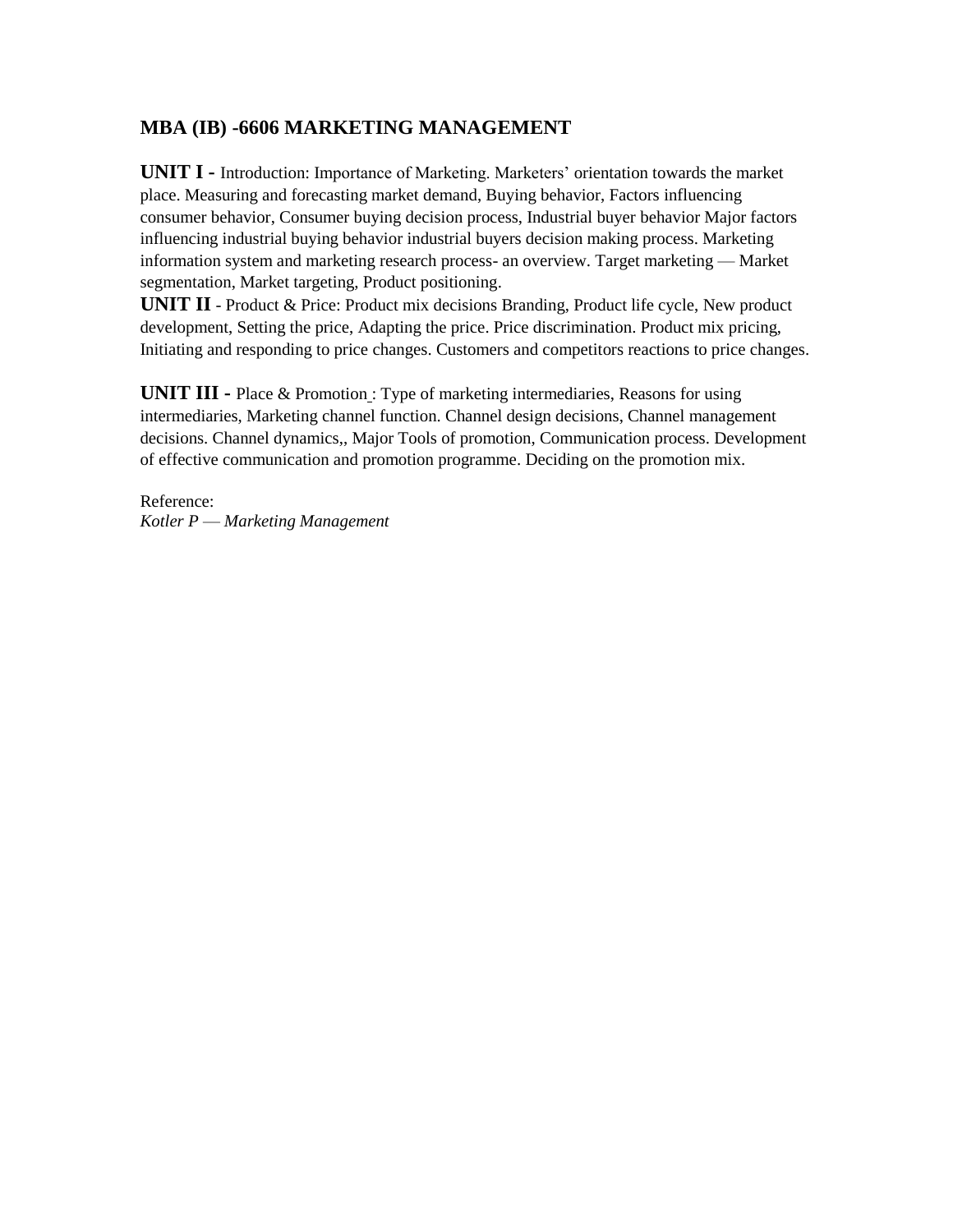## MBA (IB) -6606 MARKETING MANAGEMENT

**UNIT I -** Introduction: Importance of Marketing. Marketers' orientation towards the market place. Measuring and forecasting market demand, Buying behavior, Factors influencing consumer behavior, Consumer buying decision process, Industrial buyer behavior Major factors influencing industrial buying behavior industrial buyers decision making process. Marketing information system and marketing research process- an overview. Target marketing — Market segmentation, Market targeting, Product positioning.

**UNIT II** - Product & Price: Product mix decisions Branding, Product life cycle, New product development, Setting the price, Adapting the price. Price discrimination. Product mix pricing, Initiating and responding to price changes. Customers and competitors reactions to price changes.

**UNIT III -** Place & Promotion : Type of marketing intermediaries, Reasons for using intermediaries, Marketing channel function. Channel design decisions, Channel management decisions. Channel dynamics,, Major Tools of promotion, Communication process. Development of effective communication and promotion programme. Deciding on the promotion mix.

Reference:
*Kotler P — Marketing Management*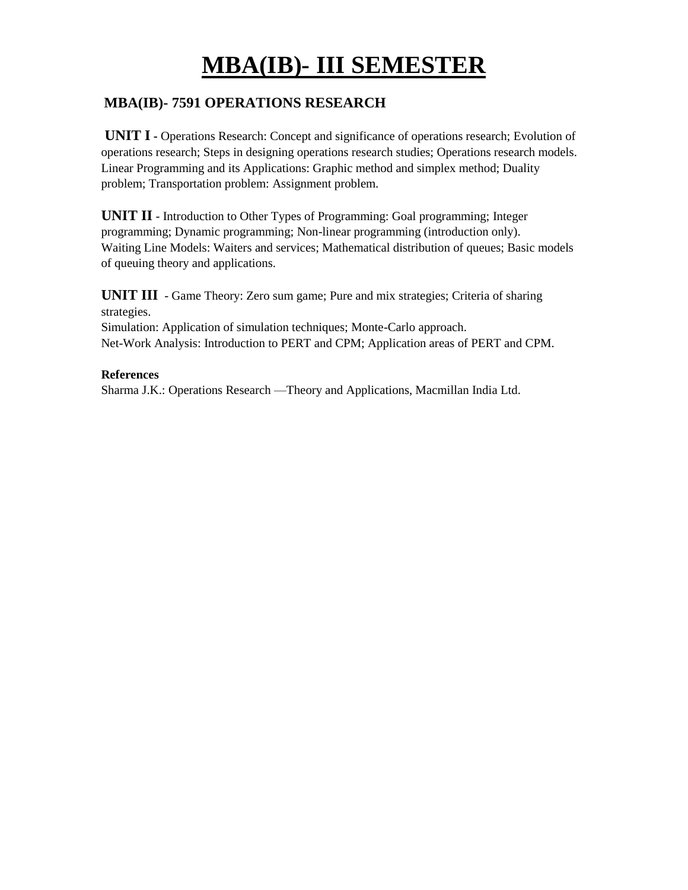# MBA(IB)- III SEMESTER

## MBA(IB)- 7591 OPERATIONS RESEARCH

**UNIT I** - Operations Research: Concept and significance of operations research; Evolution of operations research; Steps in designing operations research studies; Operations research models. Linear Programming and its Applications: Graphic method and simplex method; Duality problem; Transportation problem: Assignment problem.

**UNIT II** - Introduction to Other Types of Programming: Goal programming; Integer programming; Dynamic programming; Non-linear programming (introduction only). Waiting Line Models: Waiters and services; Mathematical distribution of queues; Basic models of queuing theory and applications.

**UNIT III** - Game Theory: Zero sum game; Pure and mix strategies; Criteria of sharing strategies.
Simulation: Application of simulation techniques; Monte-Carlo approach.
Net-Work Analysis: Introduction to PERT and CPM; Application areas of PERT and CPM.

**References**
Sharma J.K.: Operations Research —Theory and Applications, Macmillan India Ltd.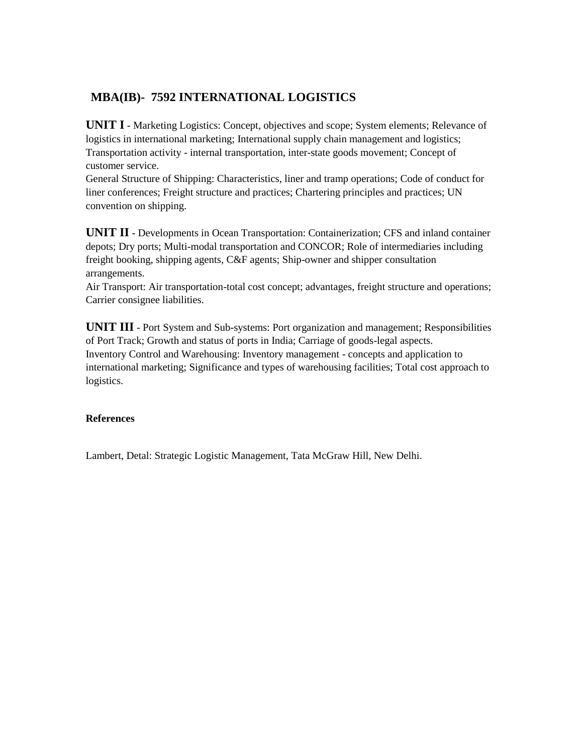## MBA(IB)- 7592 INTERNATIONAL LOGISTICS

**UNIT I** - Marketing Logistics: Concept, objectives and scope; System elements; Relevance of logistics in international marketing; International supply chain management and logistics; Transportation activity - internal transportation, inter-state goods movement; Concept of customer service.
General Structure of Shipping: Characteristics, liner and tramp operations; Code of conduct for liner conferences; Freight structure and practices; Chartering principles and practices; UN convention on shipping.

**UNIT II** - Developments in Ocean Transportation: Containerization; CFS and inland container depots; Dry ports; Multi-modal transportation and CONCOR; Role of intermediaries including freight booking, shipping agents, C&F agents; Ship-owner and shipper consultation arrangements.
Air Transport: Air transportation-total cost concept; advantages, freight structure and operations; Carrier consignee liabilities.

**UNIT III** - Port System and Sub-systems: Port organization and management; Responsibilities of Port Track; Growth and status of ports in India; Carriage of goods-legal aspects.
Inventory Control and Warehousing: Inventory management - concepts and application to international marketing; Significance and types of warehousing facilities; Total cost approach to logistics.

**References**

Lambert, Detal: Strategic Logistic Management, Tata McGraw Hill, New Delhi.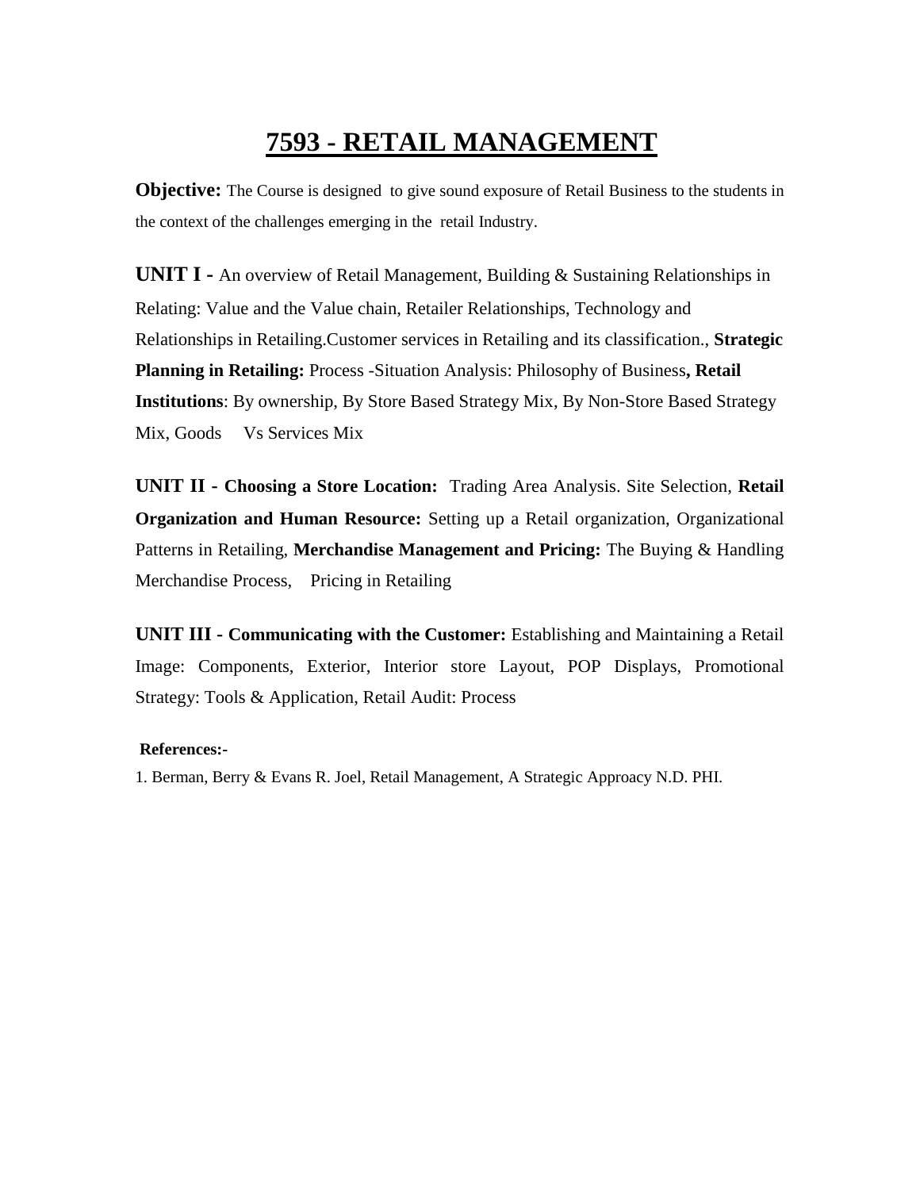# 7593 - RETAIL MANAGEMENT

**Objective:** The Course is designed to give sound exposure of Retail Business to the students in the context of the challenges emerging in the retail Industry.

**UNIT I -** An overview of Retail Management, Building & Sustaining Relationships in Relating: Value and the Value chain, Retailer Relationships, Technology and Relationships in Retailing.Customer services in Retailing and its classification., **Strategic Planning in Retailing:** Process -Situation Analysis: Philosophy of Business**, Retail Institutions**: By ownership, By Store Based Strategy Mix, By Non-Store Based Strategy Mix, Goods Vs Services Mix

**UNIT II - Choosing a Store Location:** Trading Area Analysis. Site Selection, **Retail Organization and Human Resource:** Setting up a Retail organization, Organizational Patterns in Retailing, **Merchandise Management and Pricing:** The Buying & Handling Merchandise Process, Pricing in Retailing

**UNIT III - Communicating with the Customer:** Establishing and Maintaining a Retail Image: Components, Exterior, Interior store Layout, POP Displays, Promotional Strategy: Tools & Application, Retail Audit: Process

**References:-**

1. Berman, Berry & Evans R. Joel, Retail Management, A Strategic Approacy N.D. PHI.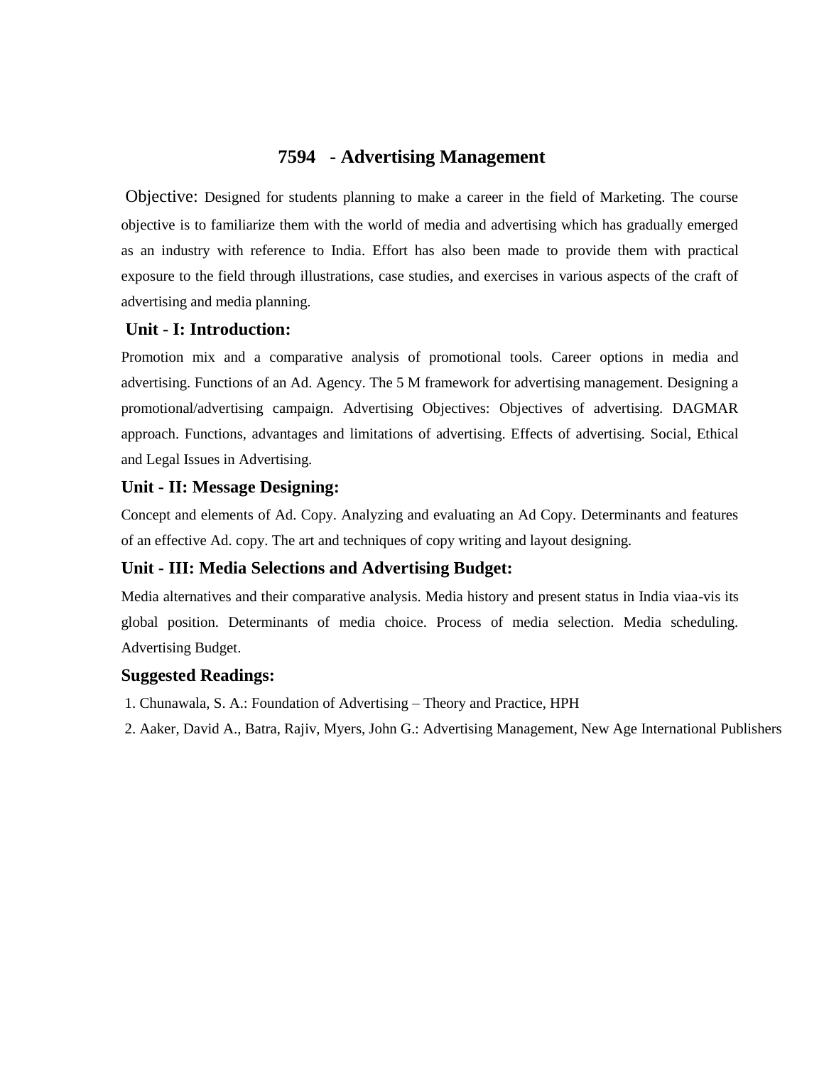# 7594 - Advertising Management

Objective: Designed for students planning to make a career in the field of Marketing. The course objective is to familiarize them with the world of media and advertising which has gradually emerged as an industry with reference to India. Effort has also been made to provide them with practical exposure to the field through illustrations, case studies, and exercises in various aspects of the craft of advertising and media planning.

### Unit - I: Introduction:

Promotion mix and a comparative analysis of promotional tools. Career options in media and advertising. Functions of an Ad. Agency. The 5 M framework for advertising management. Designing a promotional/advertising campaign. Advertising Objectives: Objectives of advertising. DAGMAR approach. Functions, advantages and limitations of advertising. Effects of advertising. Social, Ethical and Legal Issues in Advertising.

### Unit - II: Message Designing:

Concept and elements of Ad. Copy. Analyzing and evaluating an Ad Copy. Determinants and features of an effective Ad. copy. The art and techniques of copy writing and layout designing.

### Unit - III: Media Selections and Advertising Budget:

Media alternatives and their comparative analysis. Media history and present status in India viaa-vis its global position. Determinants of media choice. Process of media selection. Media scheduling. Advertising Budget.

### Suggested Readings:

1. Chunawala, S. A.: Foundation of Advertising – Theory and Practice, HPH
2. Aaker, David A., Batra, Rajiv, Myers, John G.: Advertising Management, New Age International Publishers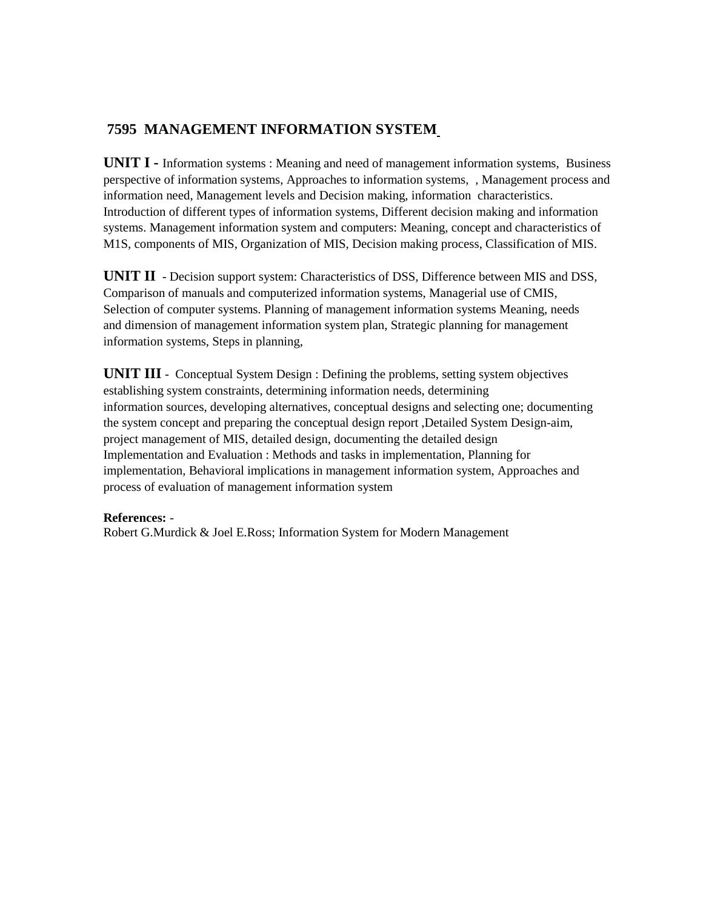## 7595 MANAGEMENT INFORMATION SYSTEM

**UNIT I -** Information systems : Meaning and need of management information systems, Business perspective of information systems, Approaches to information systems, , Management process and information need, Management levels and Decision making, information characteristics. Introduction of different types of information systems, Different decision making and information systems. Management information system and computers: Meaning, concept and characteristics of M1S, components of MIS, Organization of MIS, Decision making process, Classification of MIS.

**UNIT II** - Decision support system: Characteristics of DSS, Difference between MIS and DSS, Comparison of manuals and computerized information systems, Managerial use of CMIS, Selection of computer systems. Planning of management information systems Meaning, needs and dimension of management information system plan, Strategic planning for management information systems, Steps in planning,

**UNIT III** - Conceptual System Design : Defining the problems, setting system objectives establishing system constraints, determining information needs, determining information sources, developing alternatives, conceptual designs and selecting one; documenting the system concept and preparing the conceptual design report ,Detailed System Design-aim, project management of MIS, detailed design, documenting the detailed design Implementation and Evaluation : Methods and tasks in implementation, Planning for implementation, Behavioral implications in management information system, Approaches and process of evaluation of management information system

**References:** -
Robert G.Murdick & Joel E.Ross; Information System for Modern Management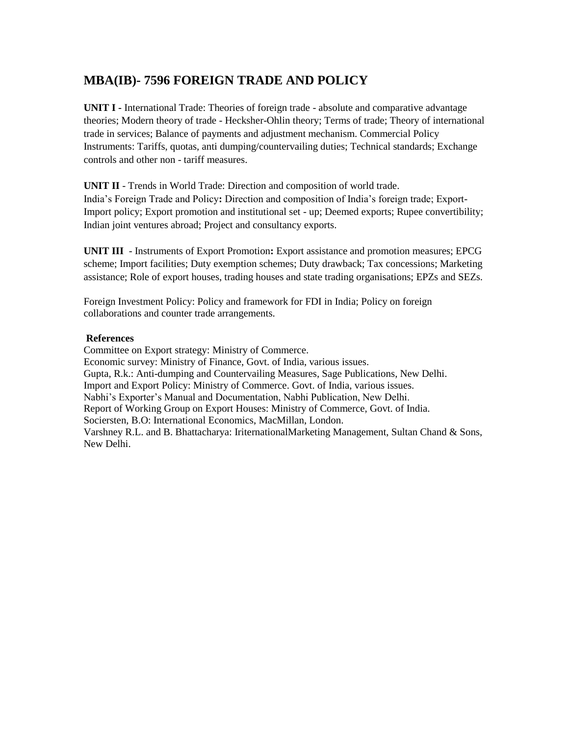## MBA(IB)- 7596 FOREIGN TRADE AND POLICY

**UNIT I -** International Trade: Theories of foreign trade - absolute and comparative advantage theories; Modern theory of trade - Hecksher-Ohlin theory; Terms of trade; Theory of international trade in services; Balance of payments and adjustment mechanism. Commercial Policy Instruments: Tariffs, quotas, anti dumping/countervailing duties; Technical standards; Exchange controls and other non - tariff measures.

**UNIT II** - Trends in World Trade: Direction and composition of world trade.
India's Foreign Trade and Policy**:** Direction and composition of India's foreign trade; Export-Import policy; Export promotion and institutional set - up; Deemed exports; Rupee convertibility; Indian joint ventures abroad; Project and consultancy exports.

**UNIT III** - Instruments of Export Promotion**:** Export assistance and promotion measures; EPCG scheme; Import facilities; Duty exemption schemes; Duty drawback; Tax concessions; Marketing assistance; Role of export houses, trading houses and state trading organisations; EPZs and SEZs.

Foreign Investment Policy: Policy and framework for FDI in India; Policy on foreign collaborations and counter trade arrangements.

**References**

Committee on Export strategy: Ministry of Commerce.
Economic survey: Ministry of Finance, Govt. of India, various issues.
Gupta, R.k.: Anti-dumping and Countervailing Measures, Sage Publications, New Delhi.
Import and Export Policy: Ministry of Commerce. Govt. of India, various issues.
Nabhi's Exporter's Manual and Documentation, Nabhi Publication, New Delhi.
Report of Working Group on Export Houses: Ministry of Commerce, Govt. of India.
Sociersten, B.O: International Economics, MacMillan, London.
Varshney R.L. and B. Bhattacharya: IriternationalMarketing Management, Sultan Chand & Sons, New Delhi.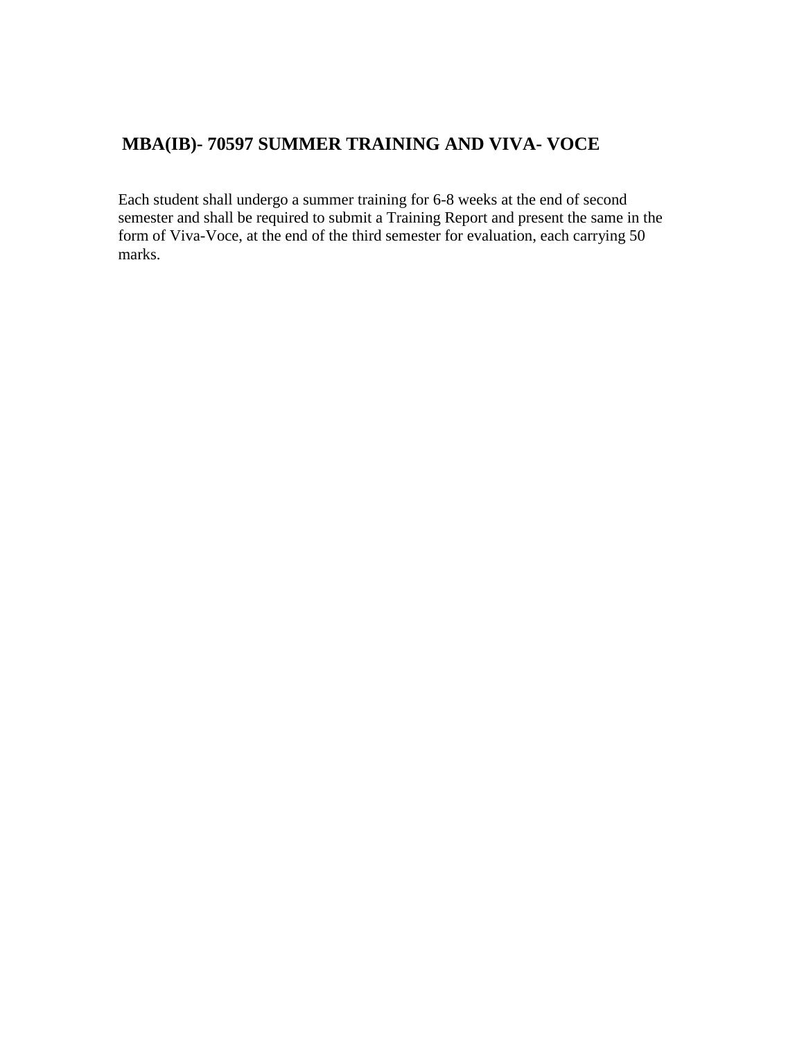## MBA(IB)- 70597 SUMMER TRAINING AND VIVA- VOCE

Each student shall undergo a summer training for 6-8 weeks at the end of second semester and shall be required to submit a Training Report and present the same in the form of Viva-Voce, at the end of the third semester for evaluation, each carrying 50 marks.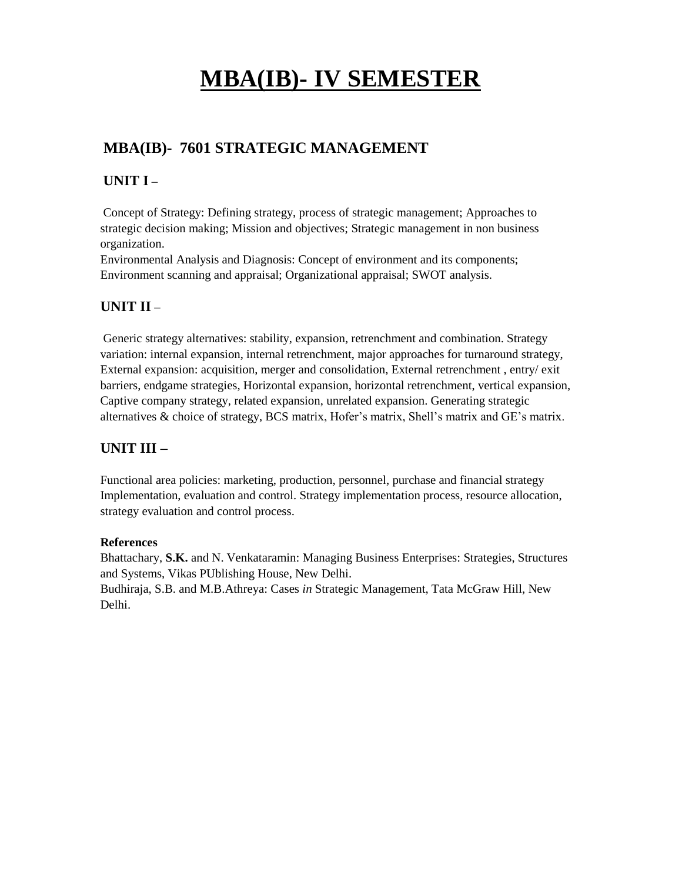# MBA(IB)- IV SEMESTER

## MBA(IB)- 7601 STRATEGIC MANAGEMENT

### UNIT I –

Concept of Strategy: Defining strategy, process of strategic management; Approaches to strategic decision making; Mission and objectives; Strategic management in non business organization.
Environmental Analysis and Diagnosis: Concept of environment and its components; Environment scanning and appraisal; Organizational appraisal; SWOT analysis.

### UNIT II –

Generic strategy alternatives: stability, expansion, retrenchment and combination. Strategy variation: internal expansion, internal retrenchment, major approaches for turnaround strategy, External expansion: acquisition, merger and consolidation, External retrenchment , entry/ exit barriers, endgame strategies, Horizontal expansion, horizontal retrenchment, vertical expansion, Captive company strategy, related expansion, unrelated expansion. Generating strategic alternatives & choice of strategy, BCS matrix, Hofer's matrix, Shell's matrix and GE's matrix.

### UNIT III –

Functional area policies: marketing, production, personnel, purchase and financial strategy Implementation, evaluation and control. Strategy implementation process, resource allocation, strategy evaluation and control process.

**References**
Bhattachary, **S.K.** and N. Venkataramin: Managing Business Enterprises: Strategies, Structures and Systems, Vikas PUblishing House, New Delhi.
Budhiraja, S.B. and M.B.Athreya: Cases *in* Strategic Management, Tata McGraw Hill, New Delhi.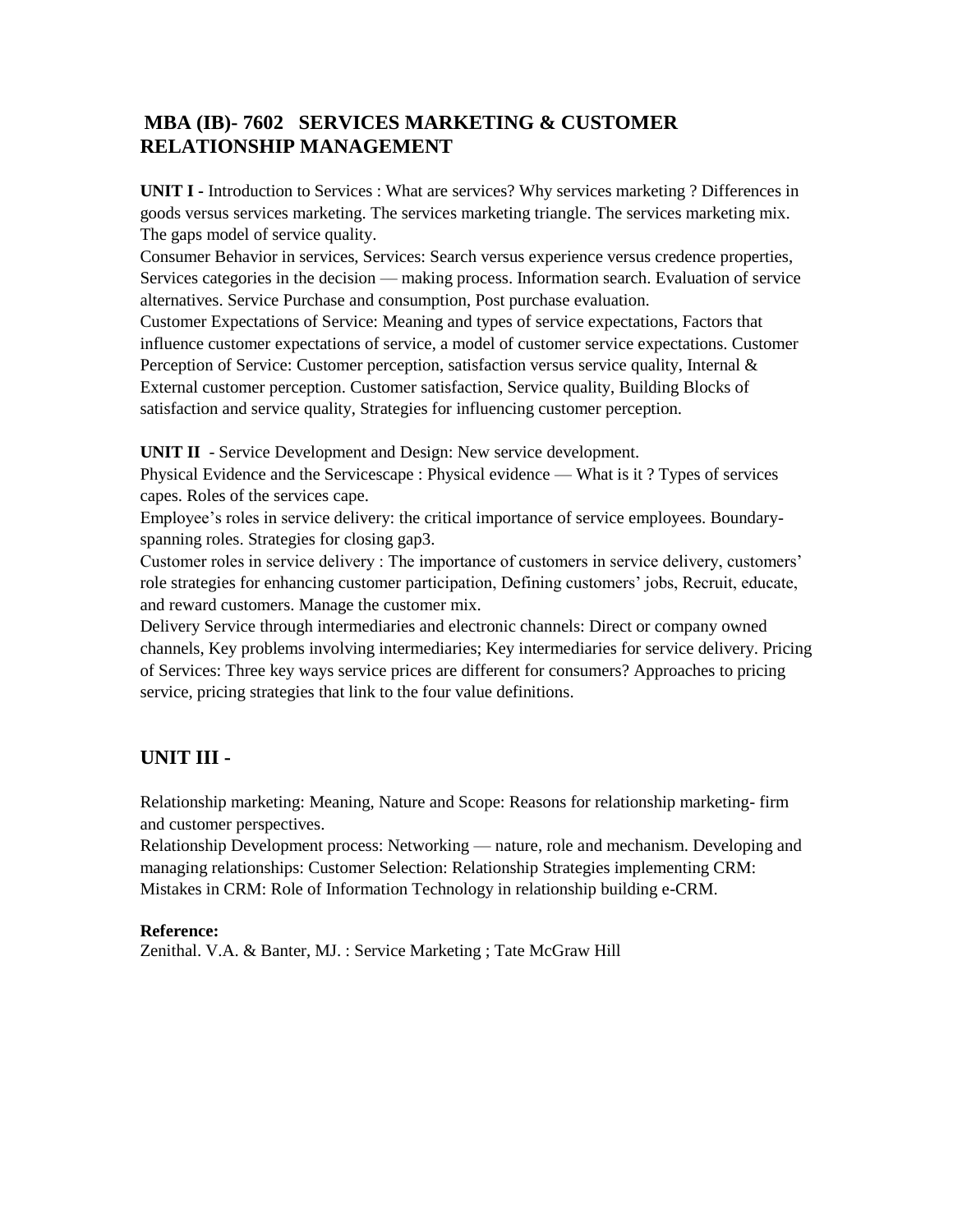## MBA (IB)- 7602 SERVICES MARKETING & CUSTOMER RELATIONSHIP MANAGEMENT

**UNIT I -** Introduction to Services : What are services? Why services marketing ? Differences in goods versus services marketing. The services marketing triangle. The services marketing mix. The gaps model of service quality.

Consumer Behavior in services, Services: Search versus experience versus credence properties, Services categories in the decision — making process. Information search. Evaluation of service alternatives. Service Purchase and consumption, Post purchase evaluation.

Customer Expectations of Service: Meaning and types of service expectations, Factors that influence customer expectations of service, a model of customer service expectations. Customer Perception of Service: Customer perception, satisfaction versus service quality, Internal & External customer perception. Customer satisfaction, Service quality, Building Blocks of satisfaction and service quality, Strategies for influencing customer perception.

**UNIT II** - Service Development and Design: New service development.

Physical Evidence and the Servicescape : Physical evidence — What is it ? Types of services capes. Roles of the services cape.

Employee's roles in service delivery: the critical importance of service employees. Boundary-spanning roles. Strategies for closing gap3.

Customer roles in service delivery : The importance of customers in service delivery, customers' role strategies for enhancing customer participation, Defining customers' jobs, Recruit, educate, and reward customers. Manage the customer mix.

Delivery Service through intermediaries and electronic channels: Direct or company owned channels, Key problems involving intermediaries; Key intermediaries for service delivery. Pricing of Services: Three key ways service prices are different for consumers? Approaches to pricing service, pricing strategies that link to the four value definitions.

### UNIT III -

Relationship marketing: Meaning, Nature and Scope: Reasons for relationship marketing- firm and customer perspectives.

Relationship Development process: Networking — nature, role and mechanism. Developing and managing relationships: Customer Selection: Relationship Strategies implementing CRM: Mistakes in CRM: Role of Information Technology in relationship building e-CRM.

**Reference:**

Zenithal. V.A. & Banter, MJ. : Service Marketing ; Tate McGraw Hill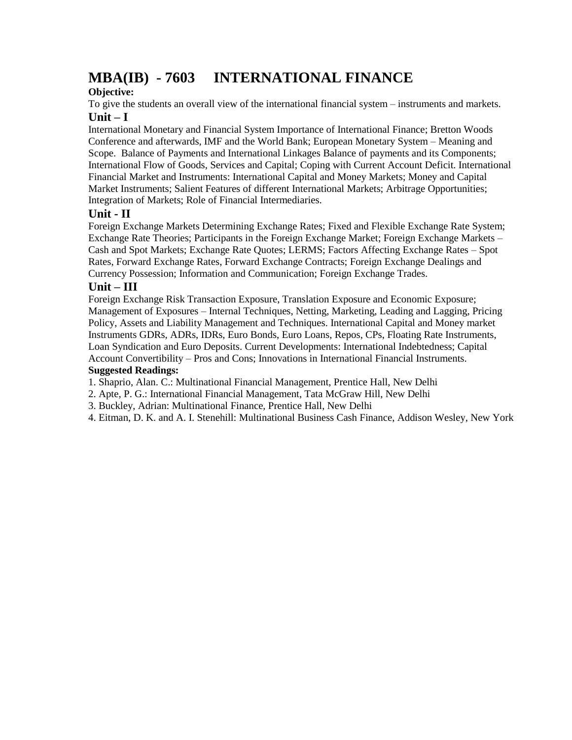# MBA(IB) - 7603 INTERNATIONAL FINANCE

**Objective:**

To give the students an overall view of the international financial system – instruments and markets.

## Unit – I

International Monetary and Financial System Importance of International Finance; Bretton Woods Conference and afterwards, IMF and the World Bank; European Monetary System – Meaning and Scope. Balance of Payments and International Linkages Balance of payments and its Components; International Flow of Goods, Services and Capital; Coping with Current Account Deficit. International Financial Market and Instruments: International Capital and Money Markets; Money and Capital Market Instruments; Salient Features of different International Markets; Arbitrage Opportunities; Integration of Markets; Role of Financial Intermediaries.

## Unit - II

Foreign Exchange Markets Determining Exchange Rates; Fixed and Flexible Exchange Rate System; Exchange Rate Theories; Participants in the Foreign Exchange Market; Foreign Exchange Markets – Cash and Spot Markets; Exchange Rate Quotes; LERMS; Factors Affecting Exchange Rates – Spot Rates, Forward Exchange Rates, Forward Exchange Contracts; Foreign Exchange Dealings and Currency Possession; Information and Communication; Foreign Exchange Trades.

## Unit – III

Foreign Exchange Risk Transaction Exposure, Translation Exposure and Economic Exposure; Management of Exposures – Internal Techniques, Netting, Marketing, Leading and Lagging, Pricing Policy, Assets and Liability Management and Techniques. International Capital and Money market Instruments GDRs, ADRs, IDRs, Euro Bonds, Euro Loans, Repos, CPs, Floating Rate Instruments, Loan Syndication and Euro Deposits. Current Developments: International Indebtedness; Capital Account Convertibility – Pros and Cons; Innovations in International Financial Instruments.

**Suggested Readings:**

1. Shaprio, Alan. C.: Multinational Financial Management, Prentice Hall, New Delhi
2. Apte, P. G.: International Financial Management, Tata McGraw Hill, New Delhi
3. Buckley, Adrian: Multinational Finance, Prentice Hall, New Delhi
4. Eitman, D. K. and A. I. Stenehill: Multinational Business Cash Finance, Addison Wesley, New York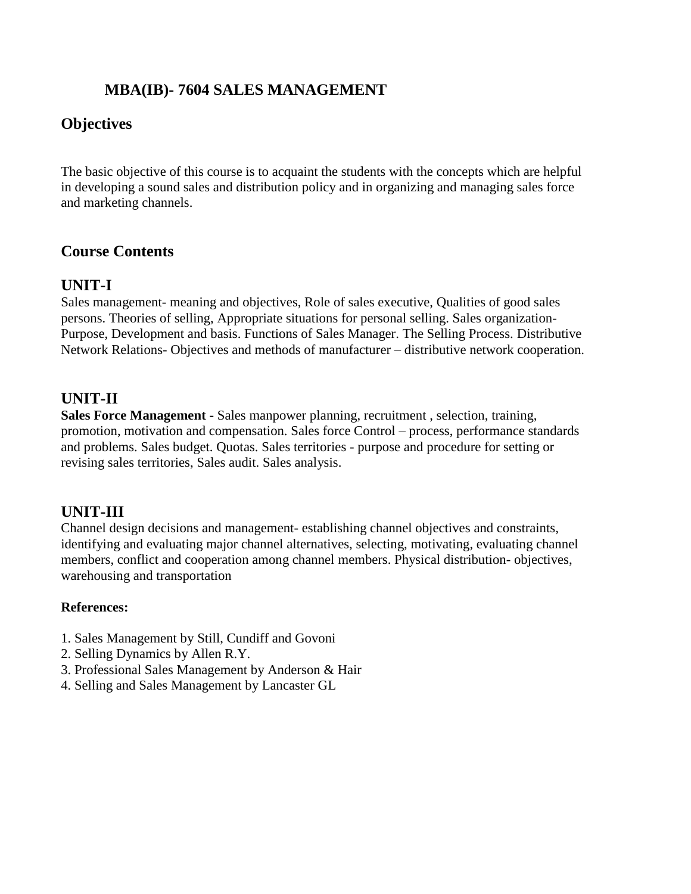# MBA(IB)- 7604 SALES MANAGEMENT

## Objectives

The basic objective of this course is to acquaint the students with the concepts which are helpful in developing a sound sales and distribution policy and in organizing and managing sales force and marketing channels.

## Course Contents

## UNIT-I

Sales management- meaning and objectives, Role of sales executive, Qualities of good sales persons. Theories of selling, Appropriate situations for personal selling. Sales organization- Purpose, Development and basis. Functions of Sales Manager. The Selling Process. Distributive Network Relations- Objectives and methods of manufacturer – distributive network cooperation.

## UNIT-II

**Sales Force Management -** Sales manpower planning, recruitment , selection, training, promotion, motivation and compensation. Sales force Control – process, performance standards and problems. Sales budget. Quotas. Sales territories - purpose and procedure for setting or revising sales territories, Sales audit. Sales analysis.

## UNIT-III

Channel design decisions and management- establishing channel objectives and constraints, identifying and evaluating major channel alternatives, selecting, motivating, evaluating channel members, conflict and cooperation among channel members. Physical distribution- objectives, warehousing and transportation

**References:**

1. Sales Management by Still, Cundiff and Govoni
2. Selling Dynamics by Allen R.Y.
3. Professional Sales Management by Anderson & Hair
4. Selling and Sales Management by Lancaster GL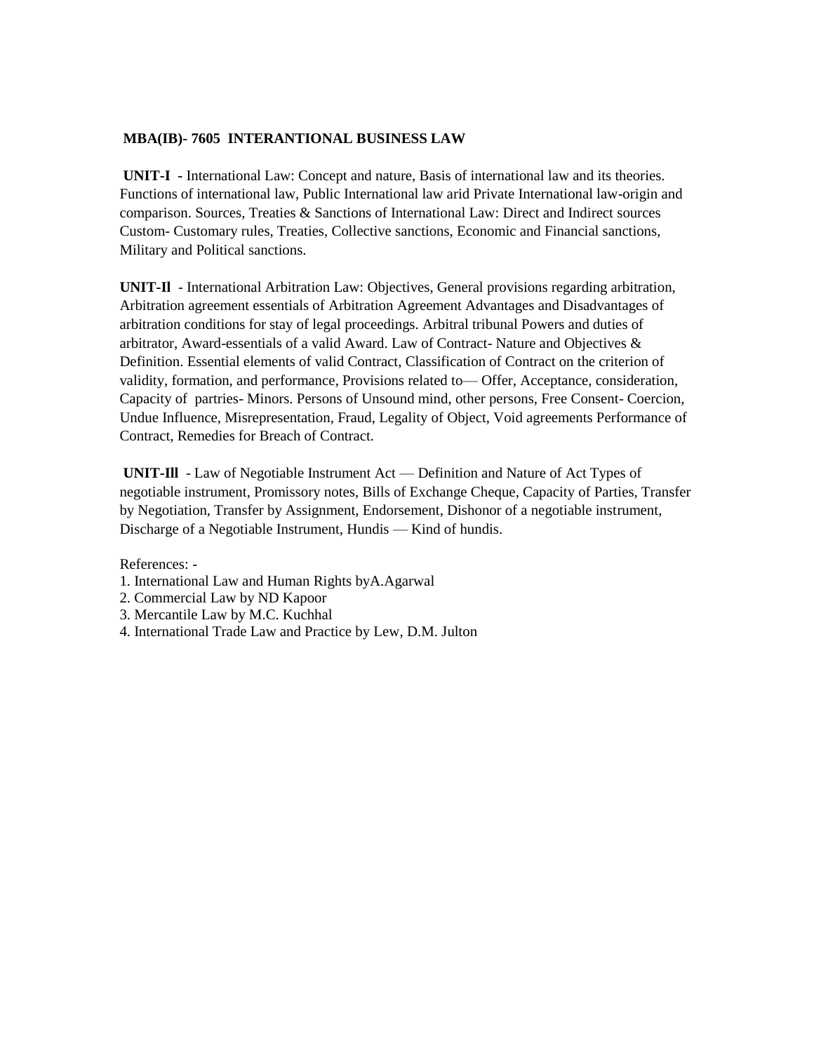**MBA(IB)- 7605 INTERANTIONAL BUSINESS LAW**

**UNIT-I -** International Law: Concept and nature, Basis of international law and its theories. Functions of international law, Public International law arid Private International law-origin and comparison. Sources, Treaties & Sanctions of International Law: Direct and Indirect sources Custom- Customary rules, Treaties, Collective sanctions, Economic and Financial sanctions, Military and Political sanctions.

**UNIT-Il** - International Arbitration Law: Objectives, General provisions regarding arbitration, Arbitration agreement essentials of Arbitration Agreement Advantages and Disadvantages of arbitration conditions for stay of legal proceedings. Arbitral tribunal Powers and duties of arbitrator, Award-essentials of a valid Award. Law of Contract- Nature and Objectives & Definition. Essential elements of valid Contract, Classification of Contract on the criterion of validity, formation, and performance, Provisions related to— Offer, Acceptance, consideration, Capacity of partries- Minors. Persons of Unsound mind, other persons, Free Consent- Coercion, Undue Influence, Misrepresentation, Fraud, Legality of Object, Void agreements Performance of Contract, Remedies for Breach of Contract.

**UNIT-Ill** - Law of Negotiable Instrument Act — Definition and Nature of Act Types of negotiable instrument, Promissory notes, Bills of Exchange Cheque, Capacity of Parties, Transfer by Negotiation, Transfer by Assignment, Endorsement, Dishonor of a negotiable instrument, Discharge of a Negotiable Instrument, Hundis — Kind of hundis.

References: -

1. International Law and Human Rights byA.Agarwal
2. Commercial Law by ND Kapoor
3. Mercantile Law by M.C. Kuchhal
4. International Trade Law and Practice by Lew, D.M. Julton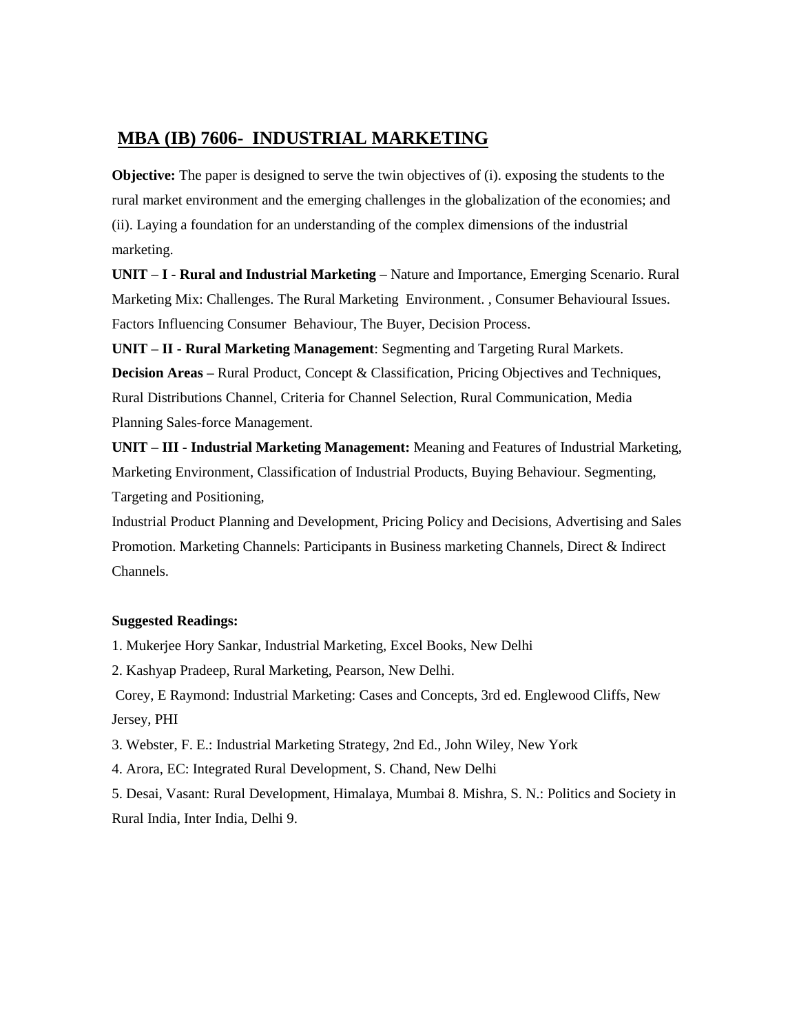## MBA (IB) 7606- INDUSTRIAL MARKETING

**Objective:** The paper is designed to serve the twin objectives of (i). exposing the students to the rural market environment and the emerging challenges in the globalization of the economies; and (ii). Laying a foundation for an understanding of the complex dimensions of the industrial marketing.

**UNIT – I - Rural and Industrial Marketing –** Nature and Importance, Emerging Scenario. Rural Marketing Mix: Challenges. The Rural Marketing Environment. , Consumer Behavioural Issues. Factors Influencing Consumer Behaviour, The Buyer, Decision Process.

**UNIT – II - Rural Marketing Management**: Segmenting and Targeting Rural Markets.

**Decision Areas –** Rural Product, Concept & Classification, Pricing Objectives and Techniques, Rural Distributions Channel, Criteria for Channel Selection, Rural Communication, Media Planning Sales-force Management.

**UNIT – III - Industrial Marketing Management:** Meaning and Features of Industrial Marketing, Marketing Environment, Classification of Industrial Products, Buying Behaviour. Segmenting, Targeting and Positioning,

Industrial Product Planning and Development, Pricing Policy and Decisions, Advertising and Sales Promotion. Marketing Channels: Participants in Business marketing Channels, Direct & Indirect Channels.

**Suggested Readings:**

1. Mukerjee Hory Sankar, Industrial Marketing, Excel Books, New Delhi
2. Kashyap Pradeep, Rural Marketing, Pearson, New Delhi.

Corey, E Raymond: Industrial Marketing: Cases and Concepts, 3rd ed. Englewood Cliffs, New Jersey, PHI

3. Webster, F. E.: Industrial Marketing Strategy, 2nd Ed., John Wiley, New York
4. Arora, EC: Integrated Rural Development, S. Chand, New Delhi
5. Desai, Vasant: Rural Development, Himalaya, Mumbai 8. Mishra, S. N.: Politics and Society in Rural India, Inter India, Delhi 9.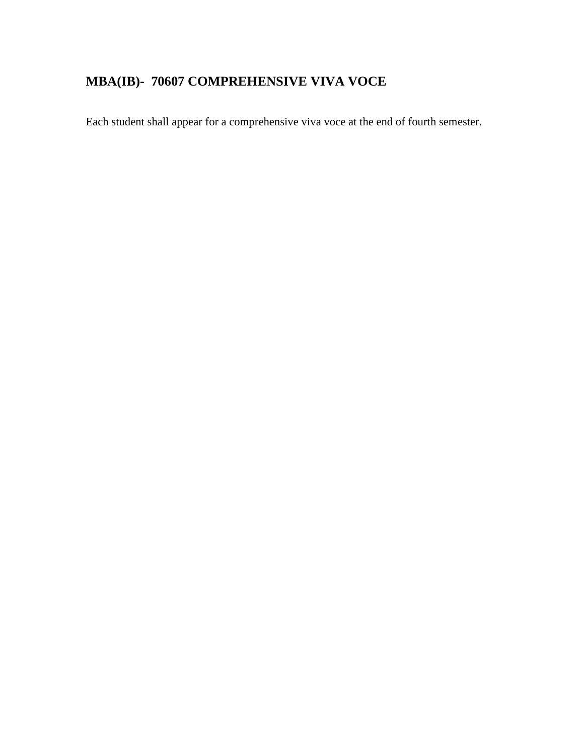## MBA(IB)- 70607 COMPREHENSIVE VIVA VOCE

Each student shall appear for a comprehensive viva voce at the end of fourth semester.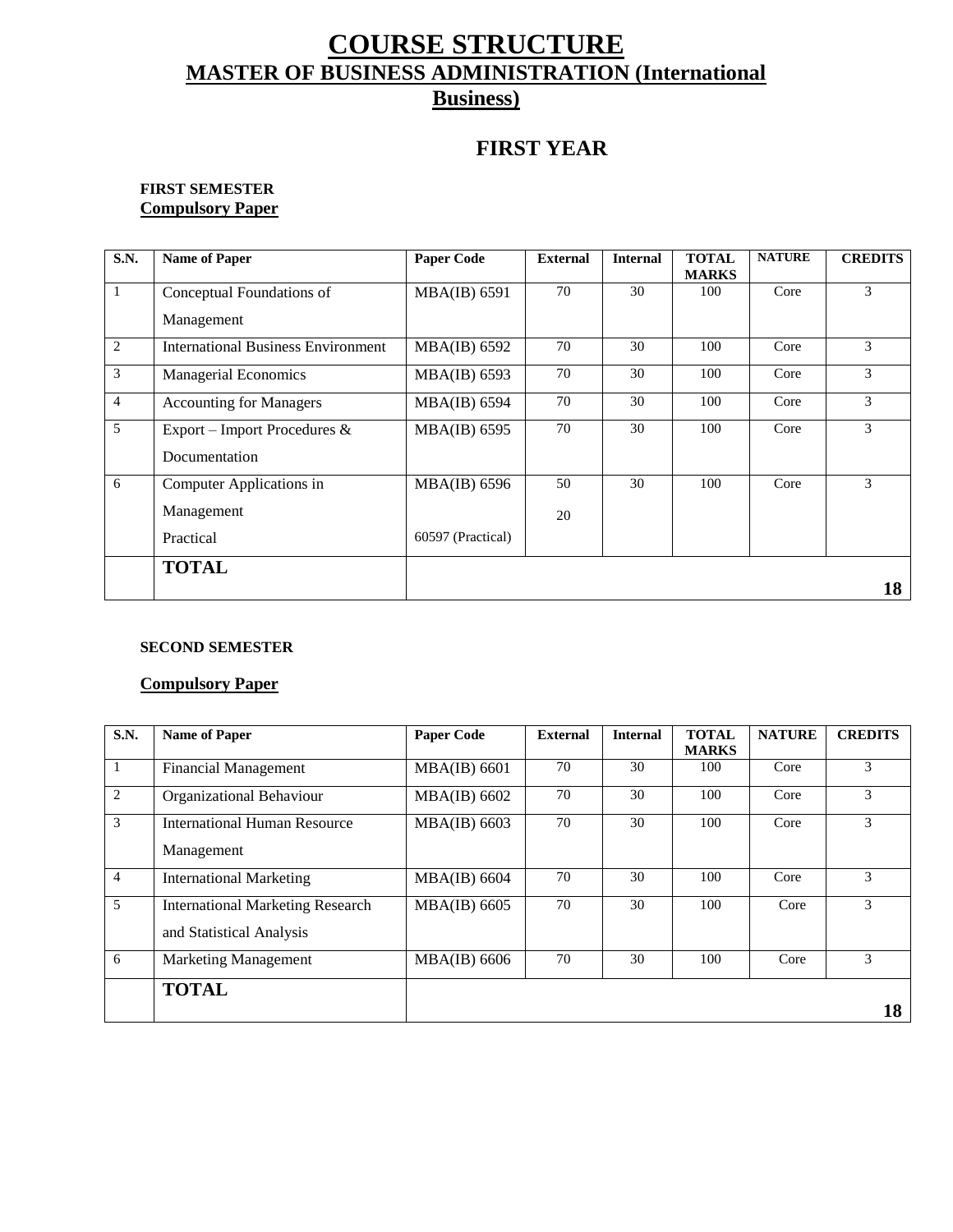# COURSE STRUCTURE

## MASTER OF BUSINESS ADMINISTRATION (International Business)

## FIRST YEAR

**FIRST SEMESTER**

**Compulsory Paper**

| S.N. | Name of Paper | Paper Code | External | Internal | TOTAL MARKS | NATURE | CREDITS |
|---|---|---|---|---|---|---|---|
| 1 | Conceptual Foundations of Management | MBA(IB) 6591 | 70 | 30 | 100 | Core | 3 |
| 2 | International Business Environment | MBA(IB) 6592 | 70 | 30 | 100 | Core | 3 |
| 3 | Managerial Economics | MBA(IB) 6593 | 70 | 30 | 100 | Core | 3 |
| 4 | Accounting for Managers | MBA(IB) 6594 | 70 | 30 | 100 | Core | 3 |
| 5 | Export – Import Procedures & Documentation | MBA(IB) 6595 | 70 | 30 | 100 | Core | 3 |
| 6 | Computer Applications in Management Practical | MBA(IB) 6596 60597 (Practical) | 50 20 | 30 | 100 | Core | 3 |
| | **TOTAL** | | | | | | **18** |

**SECOND SEMESTER**

**Compulsory Paper**

| S.N. | Name of Paper | Paper Code | External | Internal | TOTAL MARKS | NATURE | CREDITS |
|---|---|---|---|---|---|---|---|
| 1 | Financial Management | MBA(IB) 6601 | 70 | 30 | 100 | Core | 3 |
| 2 | Organizational Behaviour | MBA(IB) 6602 | 70 | 30 | 100 | Core | 3 |
| 3 | International Human Resource Management | MBA(IB) 6603 | 70 | 30 | 100 | Core | 3 |
| 4 | International Marketing | MBA(IB) 6604 | 70 | 30 | 100 | Core | 3 |
| 5 | International Marketing Research and Statistical Analysis | MBA(IB) 6605 | 70 | 30 | 100 | Core | 3 |
| 6 | Marketing Management | MBA(IB) 6606 | 70 | 30 | 100 | Core | 3 |
| | **TOTAL** | | | | | | **18** |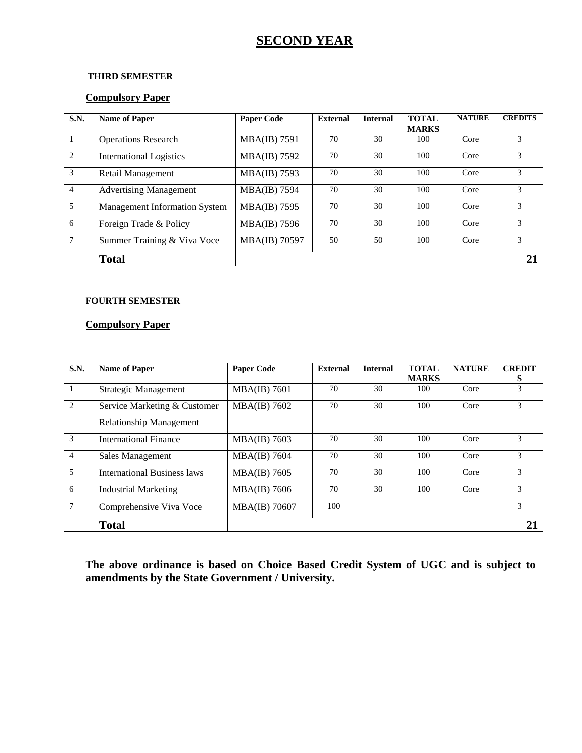# SECOND YEAR

**THIRD SEMESTER**

**Compulsory Paper**

| S.N. | Name of Paper | Paper Code | External | Internal | TOTAL MARKS | NATURE | CREDITS |
|---|---|---|---|---|---|---|---|
| 1 | Operations Research | MBA(IB) 7591 | 70 | 30 | 100 | Core | 3 |
| 2 | International Logistics | MBA(IB) 7592 | 70 | 30 | 100 | Core | 3 |
| 3 | Retail Management | MBA(IB) 7593 | 70 | 30 | 100 | Core | 3 |
| 4 | Advertising Management | MBA(IB) 7594 | 70 | 30 | 100 | Core | 3 |
| 5 | Management Information System | MBA(IB) 7595 | 70 | 30 | 100 | Core | 3 |
| 6 | Foreign Trade & Policy | MBA(IB) 7596 | 70 | 30 | 100 | Core | 3 |
| 7 | Summer Training & Viva Voce | MBA(IB) 70597 | 50 | 50 | 100 | Core | 3 |
| | **Total** | | | | | | **21** |

**FOURTH SEMESTER**

**Compulsory Paper**

| S.N. | Name of Paper | Paper Code | External | Internal | TOTAL MARKS | NATURE | CREDITS |
|---|---|---|---|---|---|---|---|
| 1 | Strategic Management | MBA(IB) 7601 | 70 | 30 | 100 | Core | 3 |
| 2 | Service Marketing & Customer Relationship Management | MBA(IB) 7602 | 70 | 30 | 100 | Core | 3 |
| 3 | International Finance | MBA(IB) 7603 | 70 | 30 | 100 | Core | 3 |
| 4 | Sales Management | MBA(IB) 7604 | 70 | 30 | 100 | Core | 3 |
| 5 | International Business laws | MBA(IB) 7605 | 70 | 30 | 100 | Core | 3 |
| 6 | Industrial Marketing | MBA(IB) 7606 | 70 | 30 | 100 | Core | 3 |
| 7 | Comprehensive Viva Voce | MBA(IB) 70607 | 100 | | | | 3 |
| | **Total** | | | | | | **21** |

**The above ordinance is based on Choice Based Credit System of UGC and is subject to amendments by the State Government / University.**